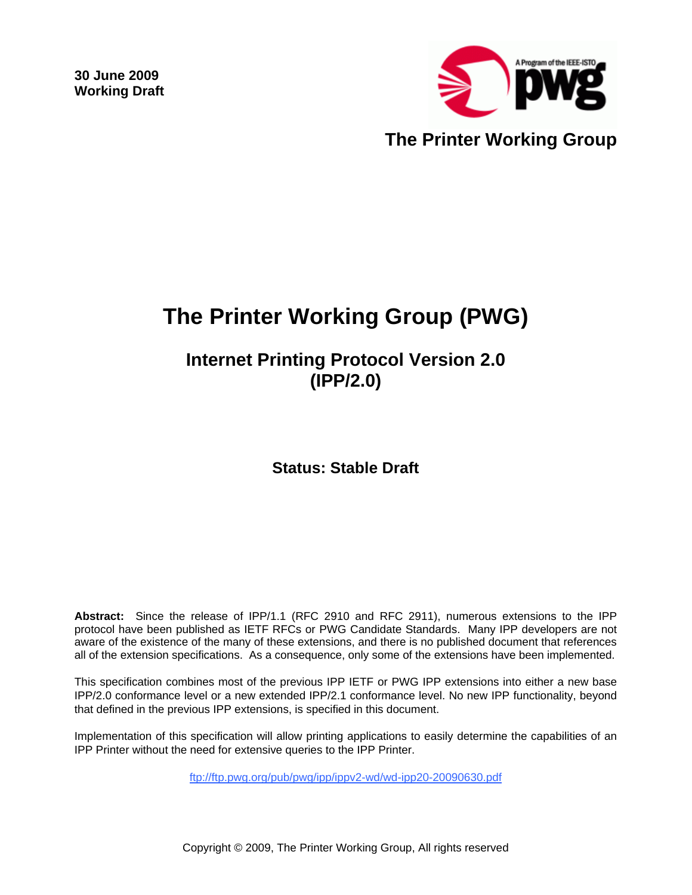**30 June 2009**
**Working Draft**

A Program of the IEEE-ISTO pwg

**The Printer Working Group**

# The Printer Working Group (PWG)

## Internet Printing Protocol Version 2.0 (IPP/2.0)

### Status: Stable Draft

**Abstract:** Since the release of IPP/1.1 (RFC 2910 and RFC 2911), numerous extensions to the IPP protocol have been published as IETF RFCs or PWG Candidate Standards. Many IPP developers are not aware of the existence of the many of these extensions, and there is no published document that references all of the extension specifications. As a consequence, only some of the extensions have been implemented.

This specification combines most of the previous IPP IETF or PWG IPP extensions into either a new base IPP/2.0 conformance level or a new extended IPP/2.1 conformance level. No new IPP functionality, beyond that defined in the previous IPP extensions, is specified in this document.

Implementation of this specification will allow printing applications to easily determine the capabilities of an IPP Printer without the need for extensive queries to the IPP Printer.

ftp://ftp.pwg.org/pub/pwg/ipp/ippv2-wd/wd-ipp20-20090630.pdf

Copyright © 2009, The Printer Working Group, All rights reserved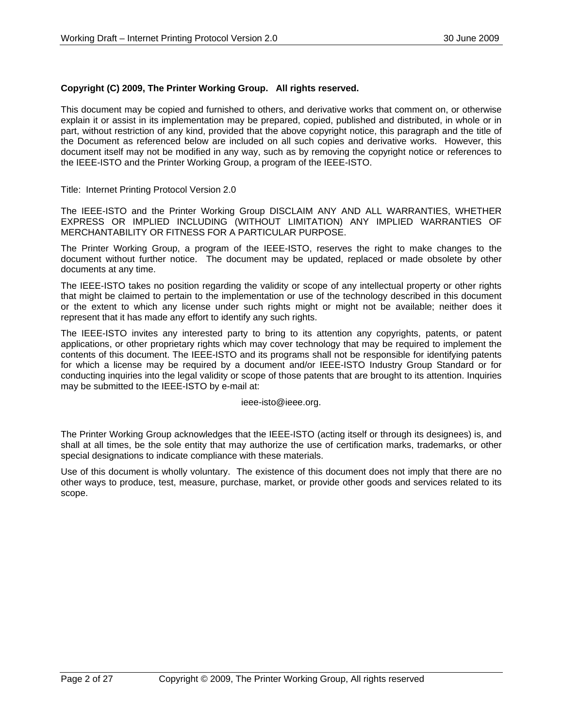**Copyright (C) 2009, The Printer Working Group. All rights reserved.**

This document may be copied and furnished to others, and derivative works that comment on, or otherwise explain it or assist in its implementation may be prepared, copied, published and distributed, in whole or in part, without restriction of any kind, provided that the above copyright notice, this paragraph and the title of the Document as referenced below are included on all such copies and derivative works. However, this document itself may not be modified in any way, such as by removing the copyright notice or references to the IEEE-ISTO and the Printer Working Group, a program of the IEEE-ISTO.

Title: Internet Printing Protocol Version 2.0

The IEEE-ISTO and the Printer Working Group DISCLAIM ANY AND ALL WARRANTIES, WHETHER EXPRESS OR IMPLIED INCLUDING (WITHOUT LIMITATION) ANY IMPLIED WARRANTIES OF MERCHANTABILITY OR FITNESS FOR A PARTICULAR PURPOSE.

The Printer Working Group, a program of the IEEE-ISTO, reserves the right to make changes to the document without further notice. The document may be updated, replaced or made obsolete by other documents at any time.

The IEEE-ISTO takes no position regarding the validity or scope of any intellectual property or other rights that might be claimed to pertain to the implementation or use of the technology described in this document or the extent to which any license under such rights might or might not be available; neither does it represent that it has made any effort to identify any such rights.

The IEEE-ISTO invites any interested party to bring to its attention any copyrights, patents, or patent applications, or other proprietary rights which may cover technology that may be required to implement the contents of this document. The IEEE-ISTO and its programs shall not be responsible for identifying patents for which a license may be required by a document and/or IEEE-ISTO Industry Group Standard or for conducting inquiries into the legal validity or scope of those patents that are brought to its attention. Inquiries may be submitted to the IEEE-ISTO by e-mail at:

ieee-isto@ieee.org.

The Printer Working Group acknowledges that the IEEE-ISTO (acting itself or through its designees) is, and shall at all times, be the sole entity that may authorize the use of certification marks, trademarks, or other special designations to indicate compliance with these materials.

Use of this document is wholly voluntary. The existence of this document does not imply that there are no other ways to produce, test, measure, purchase, market, or provide other goods and services related to its scope.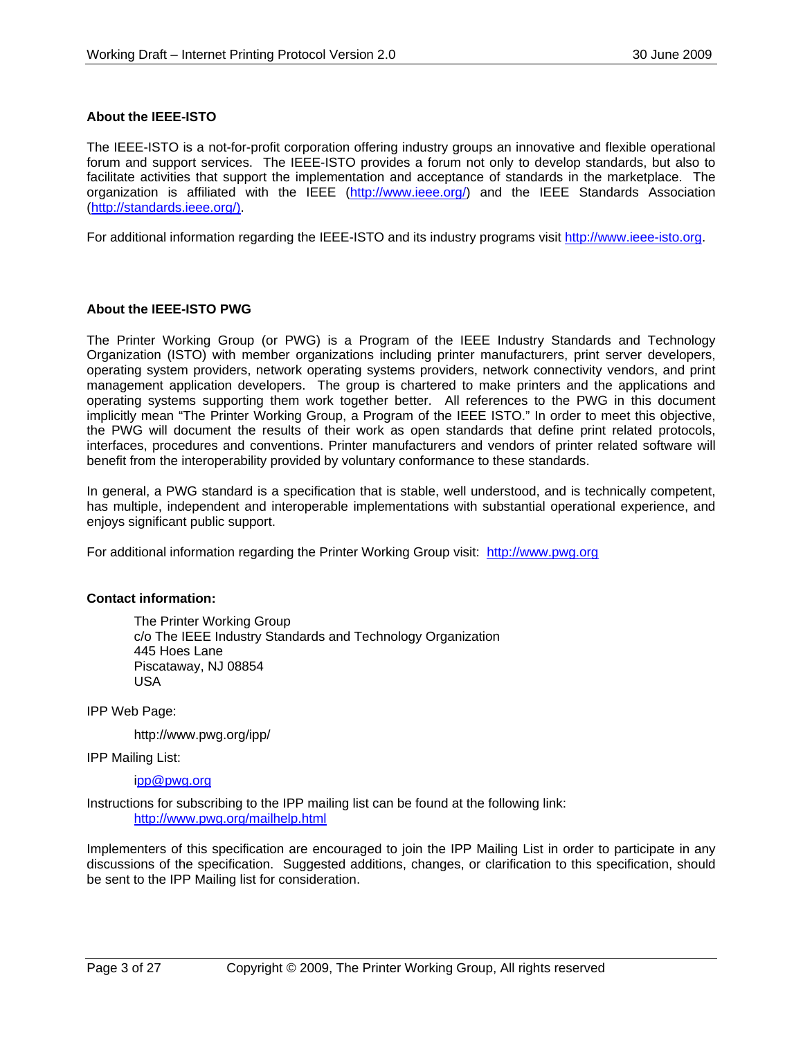**About the IEEE-ISTO**

The IEEE-ISTO is a not-for-profit corporation offering industry groups an innovative and flexible operational forum and support services. The IEEE-ISTO provides a forum not only to develop standards, but also to facilitate activities that support the implementation and acceptance of standards in the marketplace. The organization is affiliated with the IEEE (http://www.ieee.org/) and the IEEE Standards Association (http://standards.ieee.org/).

For additional information regarding the IEEE-ISTO and its industry programs visit http://www.ieee-isto.org.

**About the IEEE-ISTO PWG**

The Printer Working Group (or PWG) is a Program of the IEEE Industry Standards and Technology Organization (ISTO) with member organizations including printer manufacturers, print server developers, operating system providers, network operating systems providers, network connectivity vendors, and print management application developers. The group is chartered to make printers and the applications and operating systems supporting them work together better. All references to the PWG in this document implicitly mean "The Printer Working Group, a Program of the IEEE ISTO." In order to meet this objective, the PWG will document the results of their work as open standards that define print related protocols, interfaces, procedures and conventions. Printer manufacturers and vendors of printer related software will benefit from the interoperability provided by voluntary conformance to these standards.

In general, a PWG standard is a specification that is stable, well understood, and is technically competent, has multiple, independent and interoperable implementations with substantial operational experience, and enjoys significant public support.

For additional information regarding the Printer Working Group visit: http://www.pwg.org

**Contact information:**

> The Printer Working Group
> c/o The IEEE Industry Standards and Technology Organization
> 445 Hoes Lane
> Piscataway, NJ 08854
> USA

IPP Web Page:

> http://www.pwg.org/ipp/

IPP Mailing List:

> ipp@pwg.org

Instructions for subscribing to the IPP mailing list can be found at the following link:
> http://www.pwg.org/mailhelp.html

Implementers of this specification are encouraged to join the IPP Mailing List in order to participate in any discussions of the specification. Suggested additions, changes, or clarification to this specification, should be sent to the IPP Mailing list for consideration.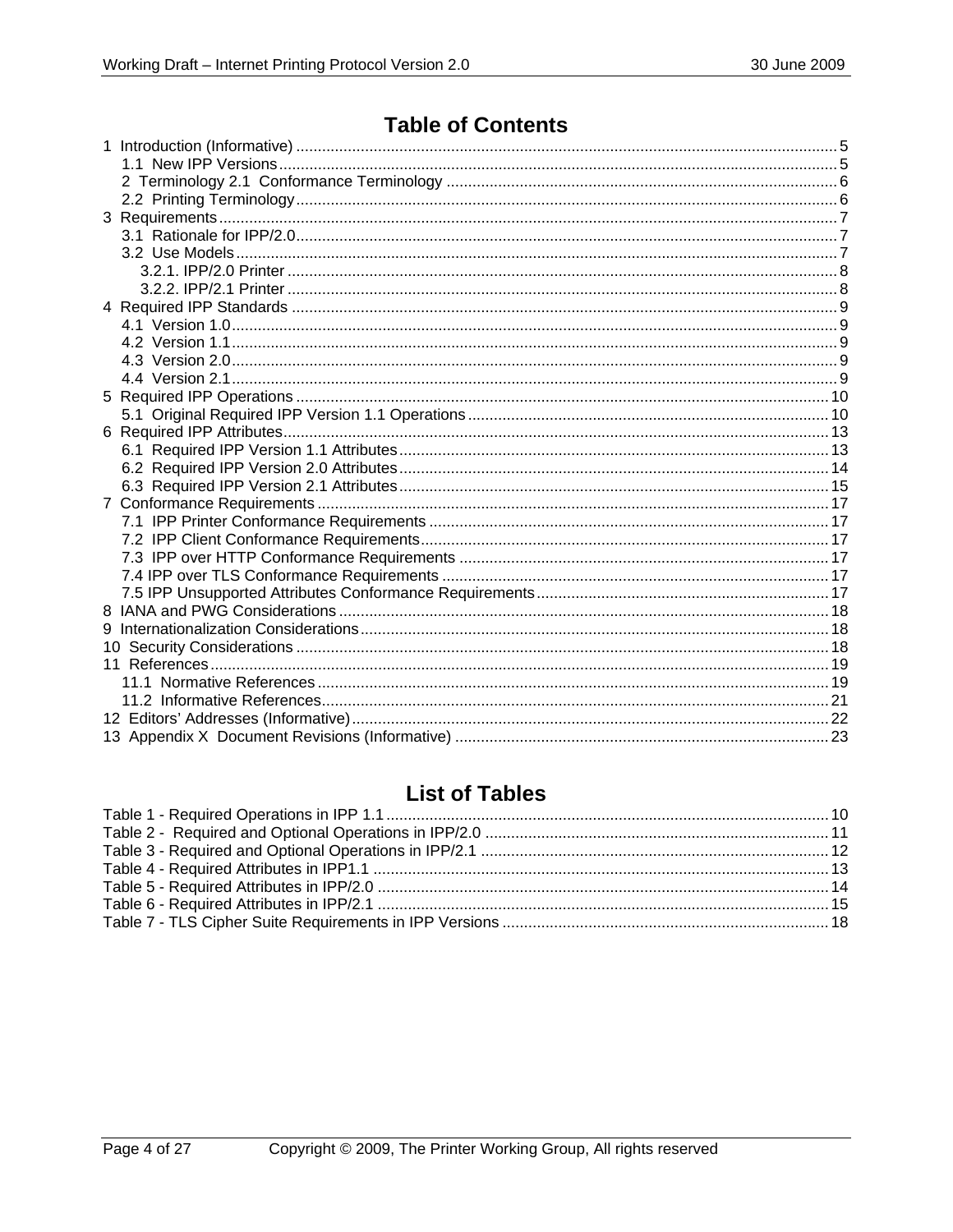# Table of Contents

1 Introduction (Informative) ..... 5
- 1.1 New IPP Versions ..... 5
- 2 Terminology 2.1 Conformance Terminology ..... 6
- 2.2 Printing Terminology ..... 6

3 Requirements ..... 7
- 3.1 Rationale for IPP/2.0 ..... 7
- 3.2 Use Models ..... 7
  - 3.2.1. IPP/2.0 Printer ..... 8
  - 3.2.2. IPP/2.1 Printer ..... 8

4 Required IPP Standards ..... 9
- 4.1 Version 1.0 ..... 9
- 4.2 Version 1.1 ..... 9
- 4.3 Version 2.0 ..... 9
- 4.4 Version 2.1 ..... 9

5 Required IPP Operations ..... 10
- 5.1 Original Required IPP Version 1.1 Operations ..... 10

6 Required IPP Attributes ..... 13
- 6.1 Required IPP Version 1.1 Attributes ..... 13
- 6.2 Required IPP Version 2.0 Attributes ..... 14
- 6.3 Required IPP Version 2.1 Attributes ..... 15

7 Conformance Requirements ..... 17
- 7.1 IPP Printer Conformance Requirements ..... 17
- 7.2 IPP Client Conformance Requirements ..... 17
- 7.3 IPP over HTTP Conformance Requirements ..... 17
- 7.4 IPP over TLS Conformance Requirements ..... 17
- 7.5 IPP Unsupported Attributes Conformance Requirements ..... 17

8 IANA and PWG Considerations ..... 18

9 Internationalization Considerations ..... 18

10 Security Considerations ..... 18

11 References ..... 19
- 11.1 Normative References ..... 19
- 11.2 Informative References ..... 21

12 Editors' Addresses (Informative) ..... 22

13 Appendix X Document Revisions (Informative) ..... 23

# List of Tables

Table 1 - Required Operations in IPP 1.1 ..... 10

Table 2 - Required and Optional Operations in IPP/2.0 ..... 11

Table 3 - Required and Optional Operations in IPP/2.1 ..... 12

Table 4 - Required Attributes in IPP1.1 ..... 13

Table 5 - Required Attributes in IPP/2.0 ..... 14

Table 6 - Required Attributes in IPP/2.1 ..... 15

Table 7 - TLS Cipher Suite Requirements in IPP Versions ..... 18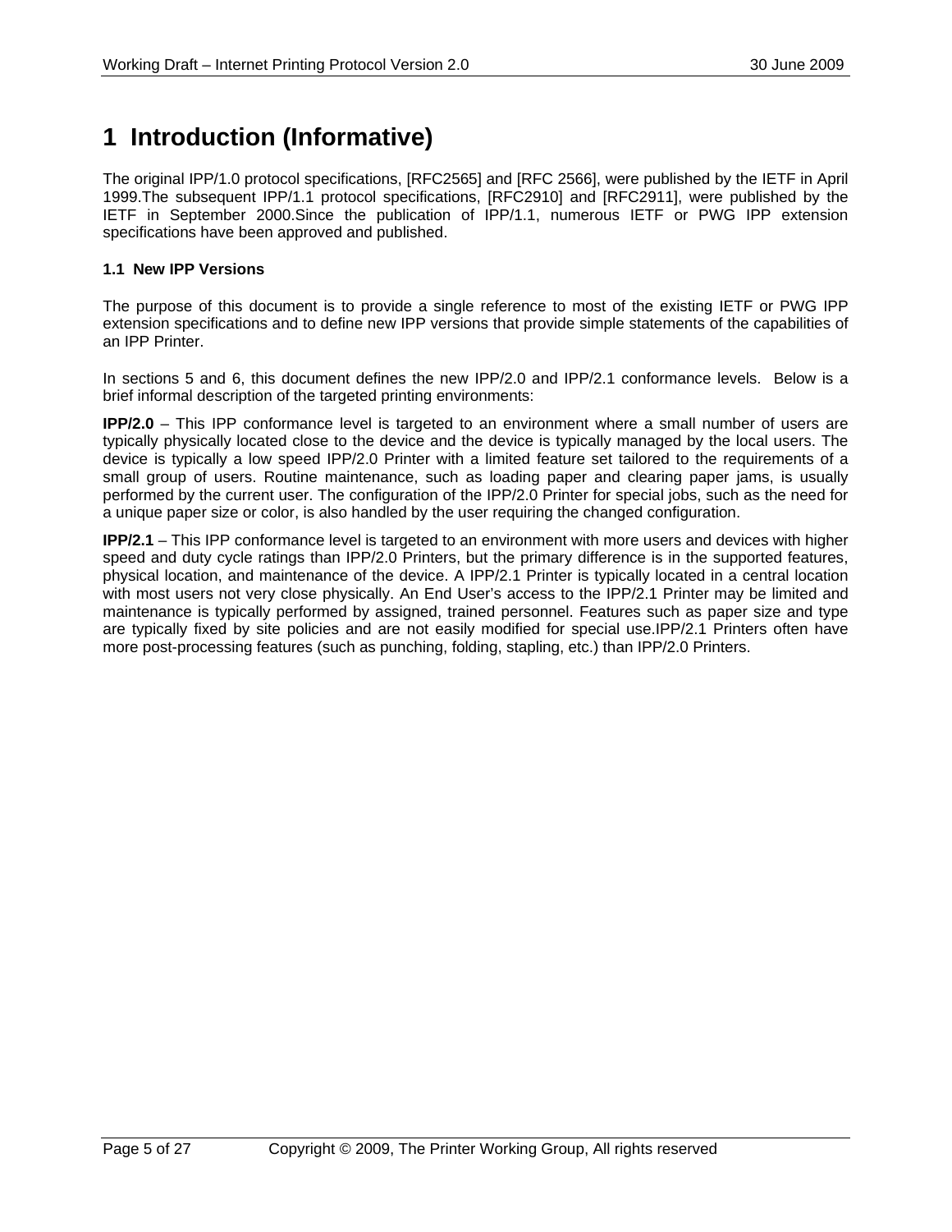# 1 Introduction (Informative)

The original IPP/1.0 protocol specifications, [RFC2565] and [RFC 2566], were published by the IETF in April 1999.The subsequent IPP/1.1 protocol specifications, [RFC2910] and [RFC2911], were published by the IETF in September 2000.Since the publication of IPP/1.1, numerous IETF or PWG IPP extension specifications have been approved and published.

### 1.1 New IPP Versions

The purpose of this document is to provide a single reference to most of the existing IETF or PWG IPP extension specifications and to define new IPP versions that provide simple statements of the capabilities of an IPP Printer.

In sections 5 and 6, this document defines the new IPP/2.0 and IPP/2.1 conformance levels. Below is a brief informal description of the targeted printing environments:

**IPP/2.0** – This IPP conformance level is targeted to an environment where a small number of users are typically physically located close to the device and the device is typically managed by the local users. The device is typically a low speed IPP/2.0 Printer with a limited feature set tailored to the requirements of a small group of users. Routine maintenance, such as loading paper and clearing paper jams, is usually performed by the current user. The configuration of the IPP/2.0 Printer for special jobs, such as the need for a unique paper size or color, is also handled by the user requiring the changed configuration.

**IPP/2.1** – This IPP conformance level is targeted to an environment with more users and devices with higher speed and duty cycle ratings than IPP/2.0 Printers, but the primary difference is in the supported features, physical location, and maintenance of the device. A IPP/2.1 Printer is typically located in a central location with most users not very close physically. An End User's access to the IPP/2.1 Printer may be limited and maintenance is typically performed by assigned, trained personnel. Features such as paper size and type are typically fixed by site policies and are not easily modified for special use.IPP/2.1 Printers often have more post-processing features (such as punching, folding, stapling, etc.) than IPP/2.0 Printers.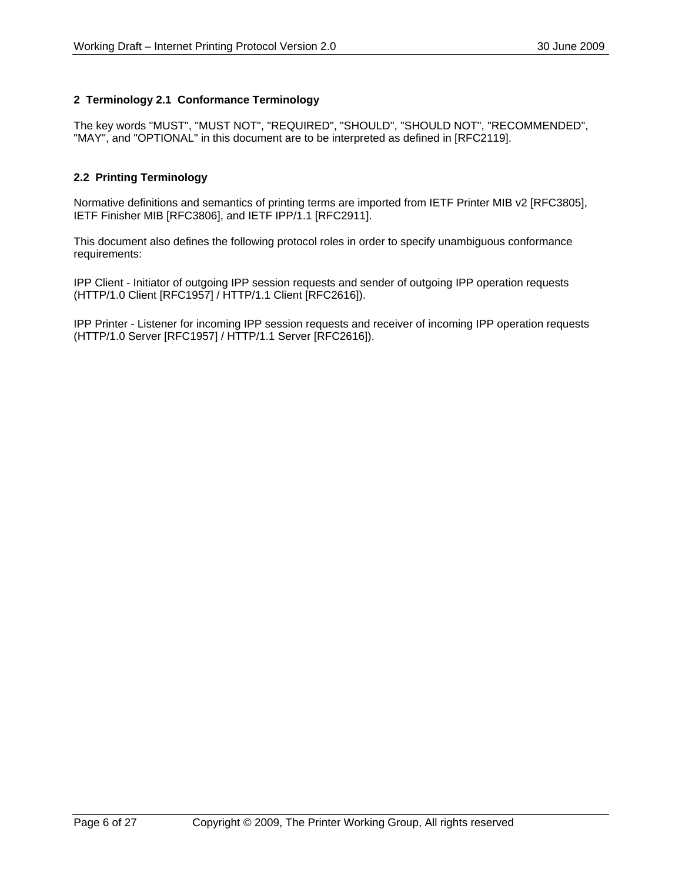## 2 Terminology 2.1 Conformance Terminology

The key words "MUST", "MUST NOT", "REQUIRED", "SHOULD", "SHOULD NOT", "RECOMMENDED", "MAY", and "OPTIONAL" in this document are to be interpreted as defined in [RFC2119].

### 2.2 Printing Terminology

Normative definitions and semantics of printing terms are imported from IETF Printer MIB v2 [RFC3805], IETF Finisher MIB [RFC3806], and IETF IPP/1.1 [RFC2911].

This document also defines the following protocol roles in order to specify unambiguous conformance requirements:

IPP Client - Initiator of outgoing IPP session requests and sender of outgoing IPP operation requests (HTTP/1.0 Client [RFC1957] / HTTP/1.1 Client [RFC2616]).

IPP Printer - Listener for incoming IPP session requests and receiver of incoming IPP operation requests (HTTP/1.0 Server [RFC1957] / HTTP/1.1 Server [RFC2616]).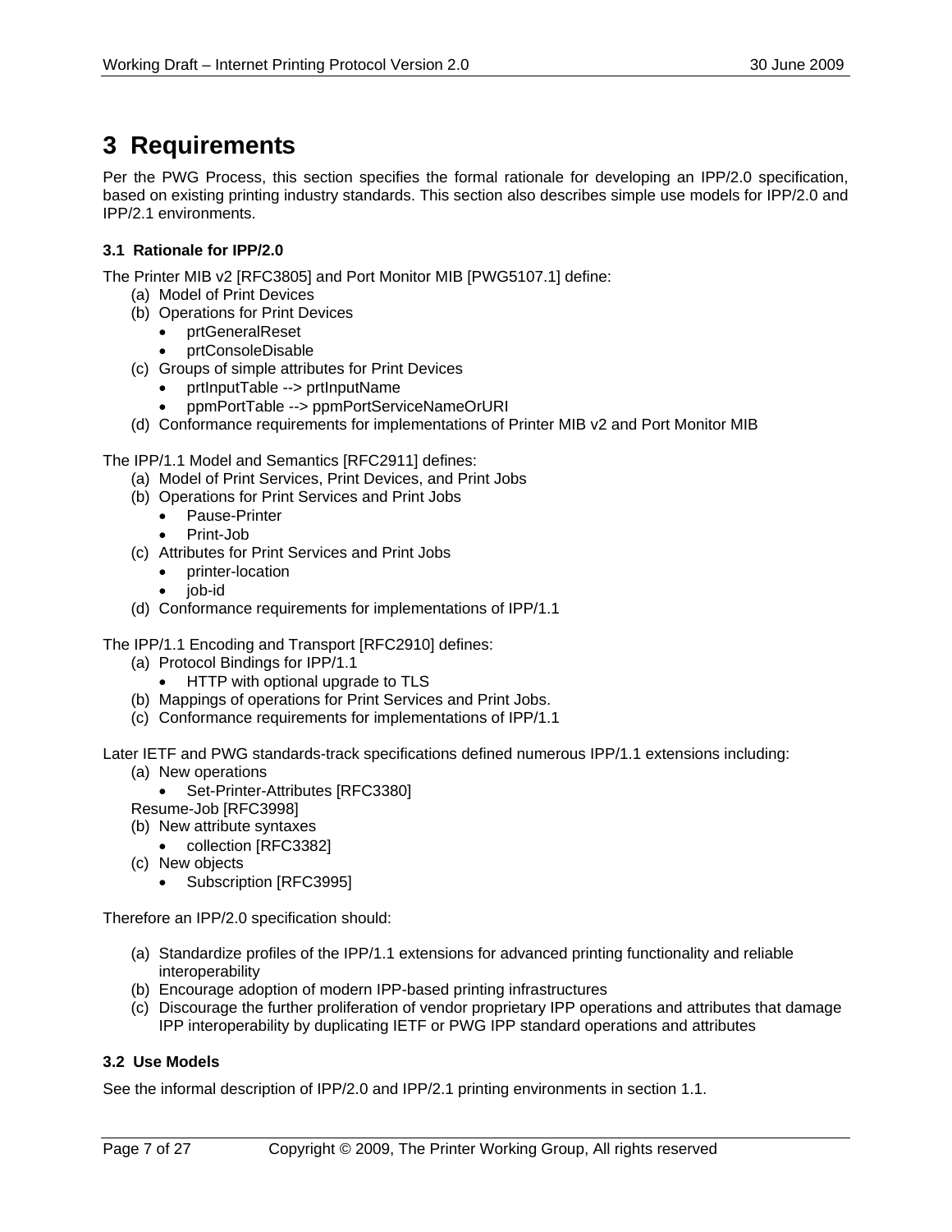# 3 Requirements

Per the PWG Process, this section specifies the formal rationale for developing an IPP/2.0 specification, based on existing printing industry standards. This section also describes simple use models for IPP/2.0 and IPP/2.1 environments.

### 3.1 Rationale for IPP/2.0

The Printer MIB v2 [RFC3805] and Port Monitor MIB [PWG5107.1] define:

(a) Model of Print Devices
(b) Operations for Print Devices
- prtGeneralReset
- prtConsoleDisable

(c) Groups of simple attributes for Print Devices
- prtInputTable --> prtInputName
- ppmPortTable --> ppmPortServiceNameOrURI

(d) Conformance requirements for implementations of Printer MIB v2 and Port Monitor MIB

The IPP/1.1 Model and Semantics [RFC2911] defines:

(a) Model of Print Services, Print Devices, and Print Jobs
(b) Operations for Print Services and Print Jobs
- Pause-Printer
- Print-Job

(c) Attributes for Print Services and Print Jobs
- printer-location
- job-id

(d) Conformance requirements for implementations of IPP/1.1

The IPP/1.1 Encoding and Transport [RFC2910] defines:

(a) Protocol Bindings for IPP/1.1
- HTTP with optional upgrade to TLS

(b) Mappings of operations for Print Services and Print Jobs.
(c) Conformance requirements for implementations of IPP/1.1

Later IETF and PWG standards-track specifications defined numerous IPP/1.1 extensions including:

(a) New operations
- Set-Printer-Attributes [RFC3380]

Resume-Job [RFC3998]

(b) New attribute syntaxes
- collection [RFC3382]

(c) New objects
- Subscription [RFC3995]

Therefore an IPP/2.0 specification should:

(a) Standardize profiles of the IPP/1.1 extensions for advanced printing functionality and reliable interoperability
(b) Encourage adoption of modern IPP-based printing infrastructures
(c) Discourage the further proliferation of vendor proprietary IPP operations and attributes that damage IPP interoperability by duplicating IETF or PWG IPP standard operations and attributes

### 3.2 Use Models

See the informal description of IPP/2.0 and IPP/2.1 printing environments in section 1.1.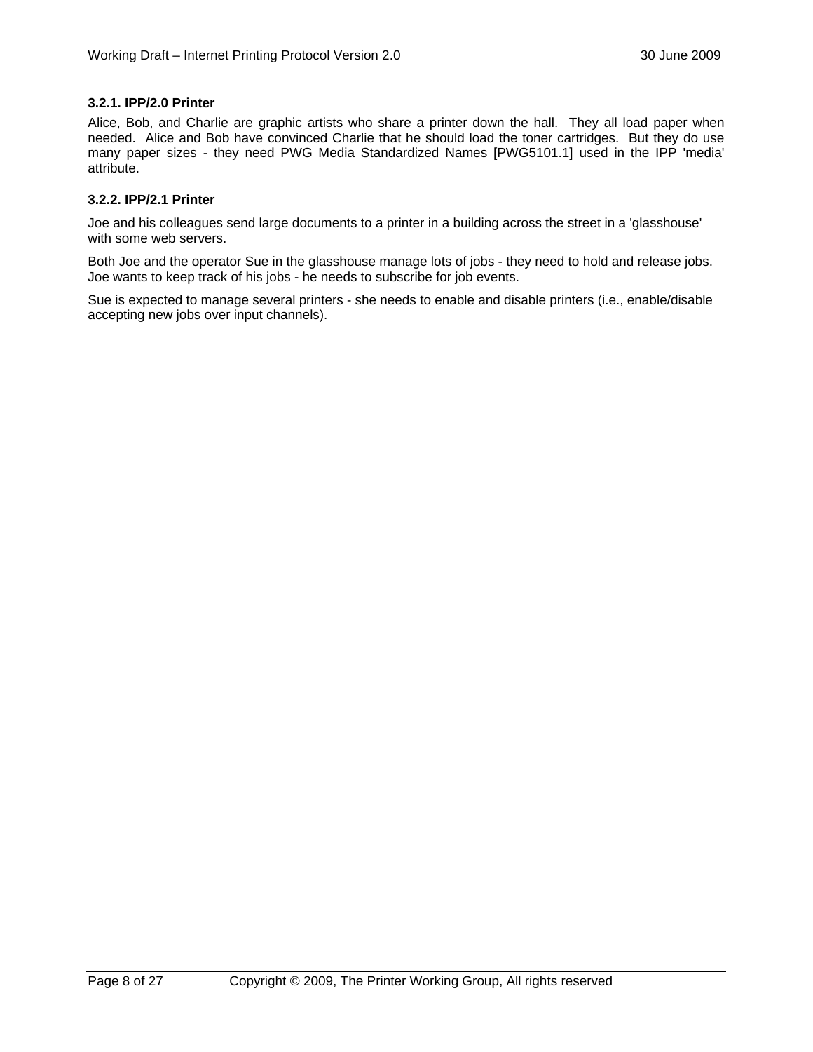### 3.2.1. IPP/2.0 Printer

Alice, Bob, and Charlie are graphic artists who share a printer down the hall. They all load paper when needed. Alice and Bob have convinced Charlie that he should load the toner cartridges. But they do use many paper sizes - they need PWG Media Standardized Names [PWG5101.1] used in the IPP 'media' attribute.

### 3.2.2. IPP/2.1 Printer

Joe and his colleagues send large documents to a printer in a building across the street in a 'glasshouse' with some web servers.

Both Joe and the operator Sue in the glasshouse manage lots of jobs - they need to hold and release jobs. Joe wants to keep track of his jobs - he needs to subscribe for job events.

Sue is expected to manage several printers - she needs to enable and disable printers (i.e., enable/disable accepting new jobs over input channels).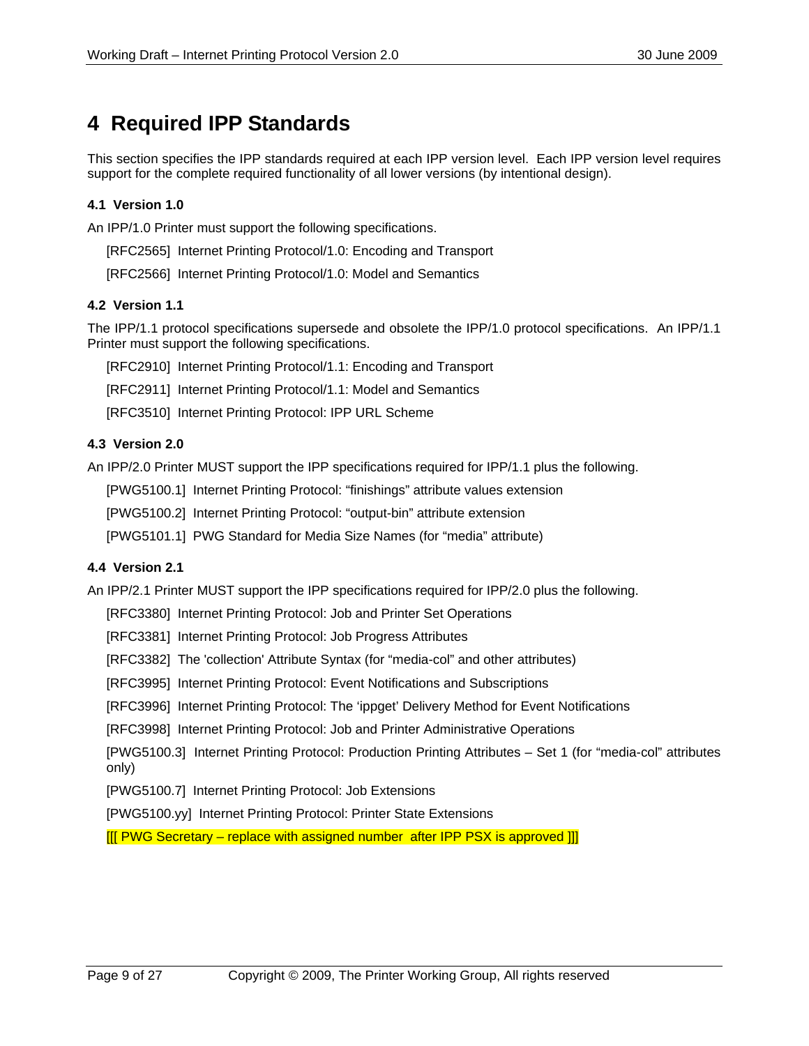# 4 Required IPP Standards

This section specifies the IPP standards required at each IPP version level. Each IPP version level requires support for the complete required functionality of all lower versions (by intentional design).

### 4.1 Version 1.0

An IPP/1.0 Printer must support the following specifications.

[RFC2565] Internet Printing Protocol/1.0: Encoding and Transport

[RFC2566] Internet Printing Protocol/1.0: Model and Semantics

### 4.2 Version 1.1

The IPP/1.1 protocol specifications supersede and obsolete the IPP/1.0 protocol specifications. An IPP/1.1 Printer must support the following specifications.

[RFC2910] Internet Printing Protocol/1.1: Encoding and Transport

[RFC2911] Internet Printing Protocol/1.1: Model and Semantics

[RFC3510] Internet Printing Protocol: IPP URL Scheme

### 4.3 Version 2.0

An IPP/2.0 Printer MUST support the IPP specifications required for IPP/1.1 plus the following.

[PWG5100.1] Internet Printing Protocol: “finishings” attribute values extension

[PWG5100.2] Internet Printing Protocol: “output-bin” attribute extension

[PWG5101.1] PWG Standard for Media Size Names (for “media” attribute)

### 4.4 Version 2.1

An IPP/2.1 Printer MUST support the IPP specifications required for IPP/2.0 plus the following.

[RFC3380] Internet Printing Protocol: Job and Printer Set Operations

[RFC3381] Internet Printing Protocol: Job Progress Attributes

[RFC3382] The 'collection' Attribute Syntax (for “media-col” and other attributes)

[RFC3995] Internet Printing Protocol: Event Notifications and Subscriptions

[RFC3996] Internet Printing Protocol: The ‘ippget’ Delivery Method for Event Notifications

[RFC3998] Internet Printing Protocol: Job and Printer Administrative Operations

[PWG5100.3] Internet Printing Protocol: Production Printing Attributes – Set 1 (for “media-col” attributes only)

[PWG5100.7] Internet Printing Protocol: Job Extensions

[PWG5100.yy] Internet Printing Protocol: Printer State Extensions

[[[ PWG Secretary – replace with assigned number after IPP PSX is approved ]]]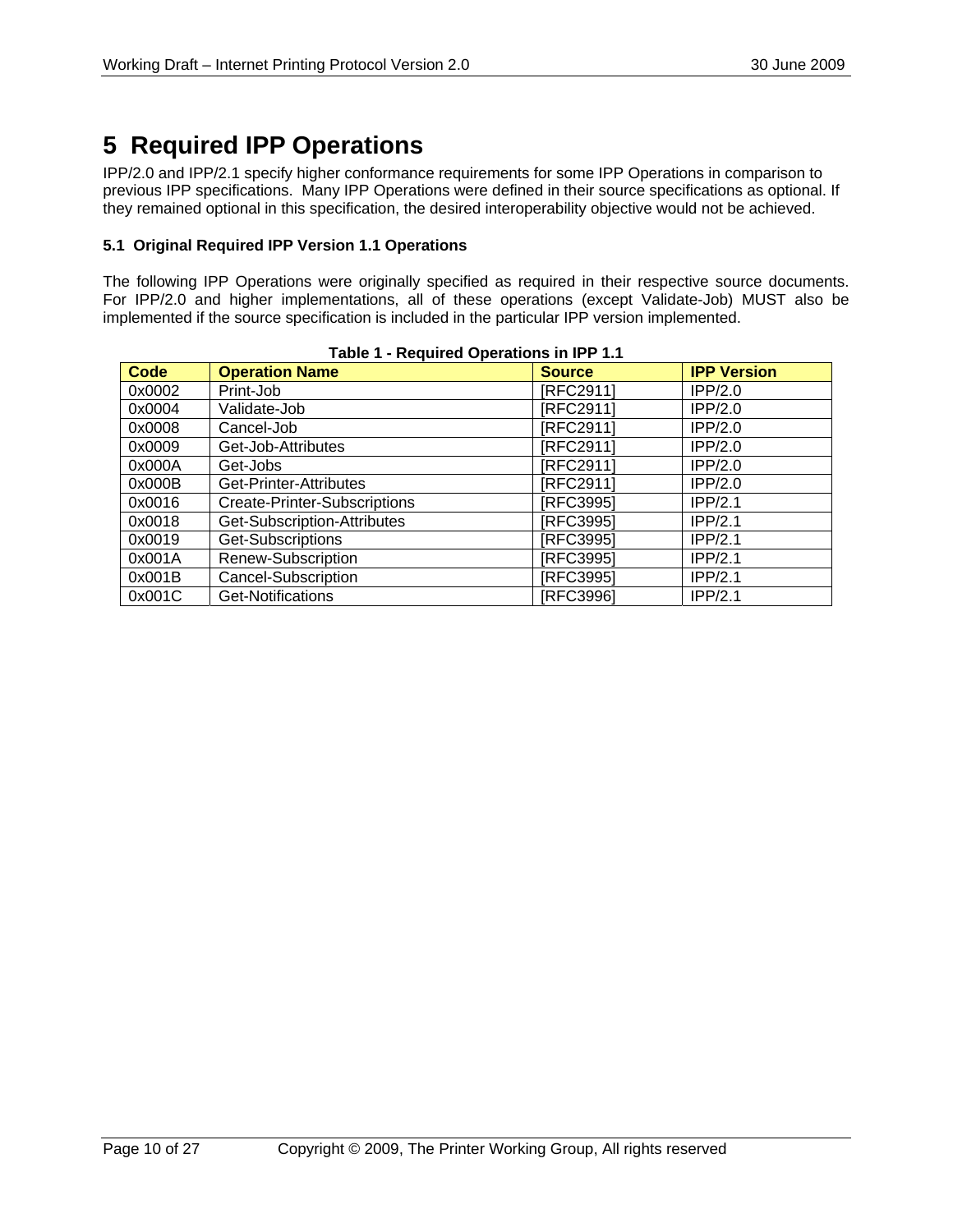# 5 Required IPP Operations

IPP/2.0 and IPP/2.1 specify higher conformance requirements for some IPP Operations in comparison to previous IPP specifications. Many IPP Operations were defined in their source specifications as optional. If they remained optional in this specification, the desired interoperability objective would not be achieved.

### 5.1 Original Required IPP Version 1.1 Operations

The following IPP Operations were originally specified as required in their respective source documents. For IPP/2.0 and higher implementations, all of these operations (except Validate-Job) MUST also be implemented if the source specification is included in the particular IPP version implemented.

**Table 1 - Required Operations in IPP 1.1**

| Code | Operation Name | Source | IPP Version |
|---|---|---|---|
| 0x0002 | Print-Job | [RFC2911] | IPP/2.0 |
| 0x0004 | Validate-Job | [RFC2911] | IPP/2.0 |
| 0x0008 | Cancel-Job | [RFC2911] | IPP/2.0 |
| 0x0009 | Get-Job-Attributes | [RFC2911] | IPP/2.0 |
| 0x000A | Get-Jobs | [RFC2911] | IPP/2.0 |
| 0x000B | Get-Printer-Attributes | [RFC2911] | IPP/2.0 |
| 0x0016 | Create-Printer-Subscriptions | [RFC3995] | IPP/2.1 |
| 0x0018 | Get-Subscription-Attributes | [RFC3995] | IPP/2.1 |
| 0x0019 | Get-Subscriptions | [RFC3995] | IPP/2.1 |
| 0x001A | Renew-Subscription | [RFC3995] | IPP/2.1 |
| 0x001B | Cancel-Subscription | [RFC3995] | IPP/2.1 |
| 0x001C | Get-Notifications | [RFC3996] | IPP/2.1 |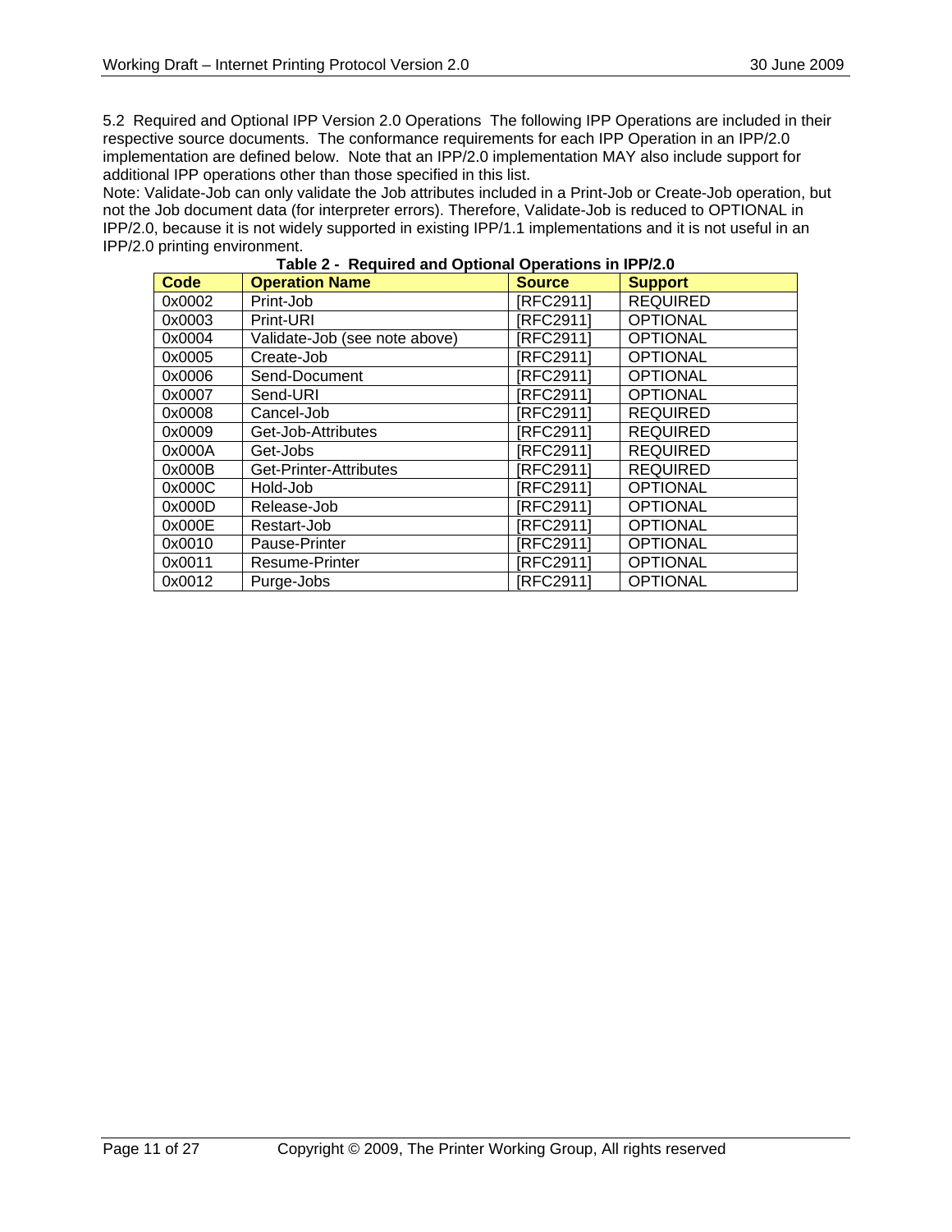## 5.2 Required and Optional IPP Version 2.0 Operations

The following IPP Operations are included in their respective source documents. The conformance requirements for each IPP Operation in an IPP/2.0 implementation are defined below. Note that an IPP/2.0 implementation MAY also include support for additional IPP operations other than those specified in this list.

Note: Validate-Job can only validate the Job attributes included in a Print-Job or Create-Job operation, but not the Job document data (for interpreter errors). Therefore, Validate-Job is reduced to OPTIONAL in IPP/2.0, because it is not widely supported in existing IPP/1.1 implementations and it is not useful in an IPP/2.0 printing environment.

**Table 2 - Required and Optional Operations in IPP/2.0**

| Code | Operation Name | Source | Support |
|---|---|---|---|
| 0x0002 | Print-Job | [RFC2911] | REQUIRED |
| 0x0003 | Print-URI | [RFC2911] | OPTIONAL |
| 0x0004 | Validate-Job (see note above) | [RFC2911] | OPTIONAL |
| 0x0005 | Create-Job | [RFC2911] | OPTIONAL |
| 0x0006 | Send-Document | [RFC2911] | OPTIONAL |
| 0x0007 | Send-URI | [RFC2911] | OPTIONAL |
| 0x0008 | Cancel-Job | [RFC2911] | REQUIRED |
| 0x0009 | Get-Job-Attributes | [RFC2911] | REQUIRED |
| 0x000A | Get-Jobs | [RFC2911] | REQUIRED |
| 0x000B | Get-Printer-Attributes | [RFC2911] | REQUIRED |
| 0x000C | Hold-Job | [RFC2911] | OPTIONAL |
| 0x000D | Release-Job | [RFC2911] | OPTIONAL |
| 0x000E | Restart-Job | [RFC2911] | OPTIONAL |
| 0x0010 | Pause-Printer | [RFC2911] | OPTIONAL |
| 0x0011 | Resume-Printer | [RFC2911] | OPTIONAL |
| 0x0012 | Purge-Jobs | [RFC2911] | OPTIONAL |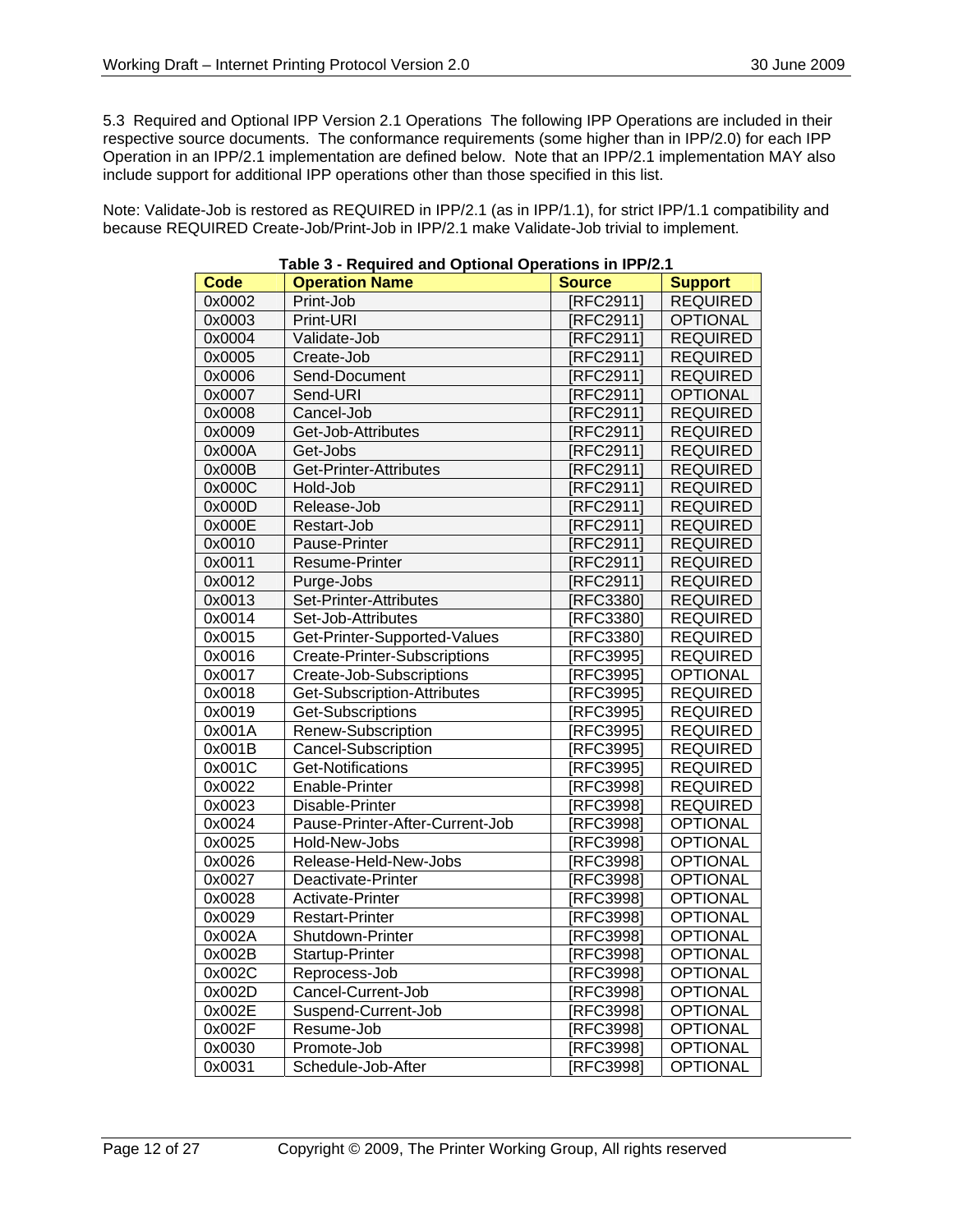## 5.3 Required and Optional IPP Version 2.1 Operations

The following IPP Operations are included in their respective source documents. The conformance requirements (some higher than in IPP/2.0) for each IPP Operation in an IPP/2.1 implementation are defined below. Note that an IPP/2.1 implementation MAY also include support for additional IPP operations other than those specified in this list.

Note: Validate-Job is restored as REQUIRED in IPP/2.1 (as in IPP/1.1), for strict IPP/1.1 compatibility and because REQUIRED Create-Job/Print-Job in IPP/2.1 make Validate-Job trivial to implement.

**Table 3 - Required and Optional Operations in IPP/2.1**

| Code | Operation Name | Source | Support |
|---|---|---|---|
| 0x0002 | Print-Job | [RFC2911] | REQUIRED |
| 0x0003 | Print-URI | [RFC2911] | OPTIONAL |
| 0x0004 | Validate-Job | [RFC2911] | REQUIRED |
| 0x0005 | Create-Job | [RFC2911] | REQUIRED |
| 0x0006 | Send-Document | [RFC2911] | REQUIRED |
| 0x0007 | Send-URI | [RFC2911] | OPTIONAL |
| 0x0008 | Cancel-Job | [RFC2911] | REQUIRED |
| 0x0009 | Get-Job-Attributes | [RFC2911] | REQUIRED |
| 0x000A | Get-Jobs | [RFC2911] | REQUIRED |
| 0x000B | Get-Printer-Attributes | [RFC2911] | REQUIRED |
| 0x000C | Hold-Job | [RFC2911] | REQUIRED |
| 0x000D | Release-Job | [RFC2911] | REQUIRED |
| 0x000E | Restart-Job | [RFC2911] | REQUIRED |
| 0x0010 | Pause-Printer | [RFC2911] | REQUIRED |
| 0x0011 | Resume-Printer | [RFC2911] | REQUIRED |
| 0x0012 | Purge-Jobs | [RFC2911] | REQUIRED |
| 0x0013 | Set-Printer-Attributes | [RFC3380] | REQUIRED |
| 0x0014 | Set-Job-Attributes | [RFC3380] | REQUIRED |
| 0x0015 | Get-Printer-Supported-Values | [RFC3380] | REQUIRED |
| 0x0016 | Create-Printer-Subscriptions | [RFC3995] | REQUIRED |
| 0x0017 | Create-Job-Subscriptions | [RFC3995] | OPTIONAL |
| 0x0018 | Get-Subscription-Attributes | [RFC3995] | REQUIRED |
| 0x0019 | Get-Subscriptions | [RFC3995] | REQUIRED |
| 0x001A | Renew-Subscription | [RFC3995] | REQUIRED |
| 0x001B | Cancel-Subscription | [RFC3995] | REQUIRED |
| 0x001C | Get-Notifications | [RFC3995] | REQUIRED |
| 0x0022 | Enable-Printer | [RFC3998] | REQUIRED |
| 0x0023 | Disable-Printer | [RFC3998] | REQUIRED |
| 0x0024 | Pause-Printer-After-Current-Job | [RFC3998] | OPTIONAL |
| 0x0025 | Hold-New-Jobs | [RFC3998] | OPTIONAL |
| 0x0026 | Release-Held-New-Jobs | [RFC3998] | OPTIONAL |
| 0x0027 | Deactivate-Printer | [RFC3998] | OPTIONAL |
| 0x0028 | Activate-Printer | [RFC3998] | OPTIONAL |
| 0x0029 | Restart-Printer | [RFC3998] | OPTIONAL |
| 0x002A | Shutdown-Printer | [RFC3998] | OPTIONAL |
| 0x002B | Startup-Printer | [RFC3998] | OPTIONAL |
| 0x002C | Reprocess-Job | [RFC3998] | OPTIONAL |
| 0x002D | Cancel-Current-Job | [RFC3998] | OPTIONAL |
| 0x002E | Suspend-Current-Job | [RFC3998] | OPTIONAL |
| 0x002F | Resume-Job | [RFC3998] | OPTIONAL |
| 0x0030 | Promote-Job | [RFC3998] | OPTIONAL |
| 0x0031 | Schedule-Job-After | [RFC3998] | OPTIONAL |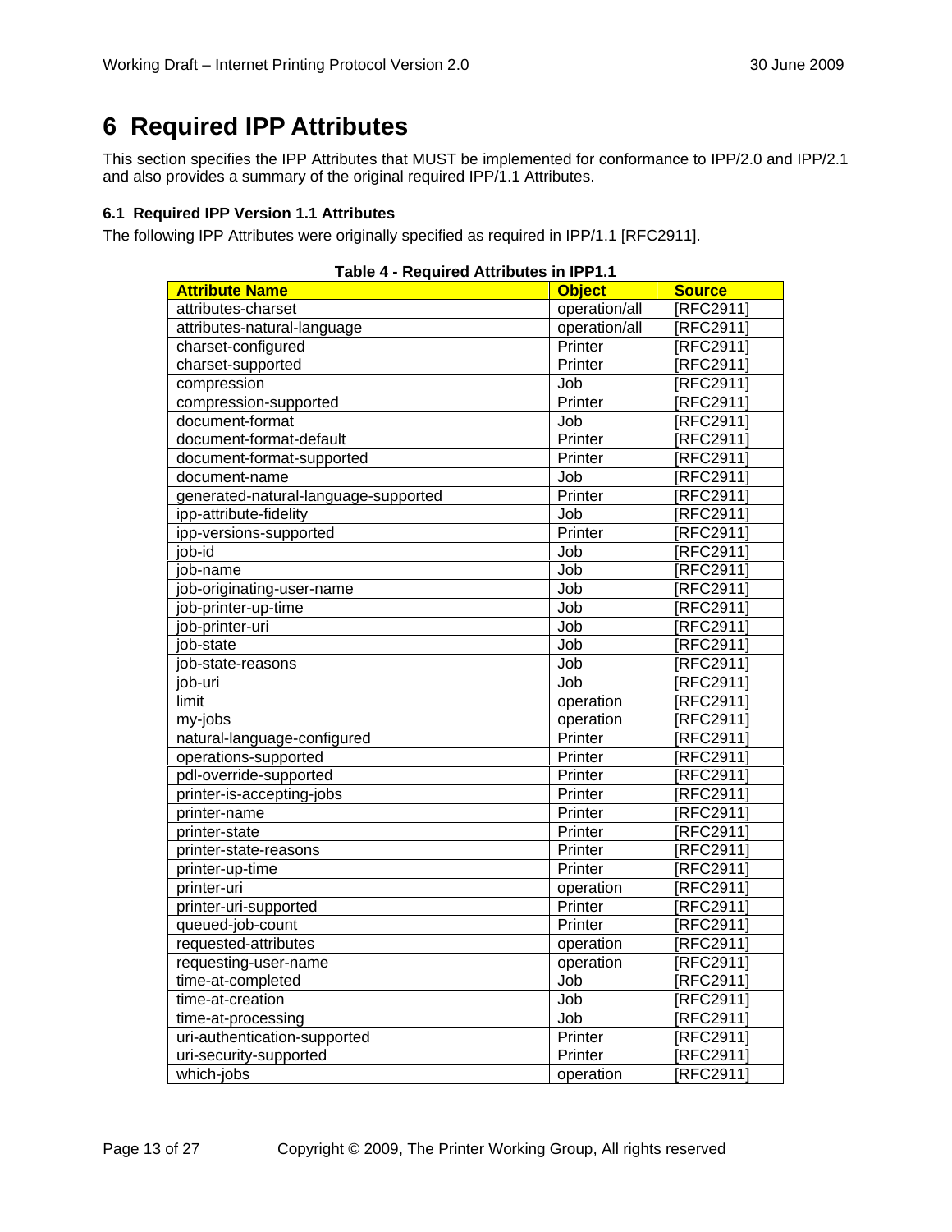# 6 Required IPP Attributes

This section specifies the IPP Attributes that MUST be implemented for conformance to IPP/2.0 and IPP/2.1 and also provides a summary of the original required IPP/1.1 Attributes.

### 6.1 Required IPP Version 1.1 Attributes

The following IPP Attributes were originally specified as required in IPP/1.1 [RFC2911].

**Table 4 - Required Attributes in IPP1.1**

| Attribute Name | Object | Source |
|---|---|---|
| attributes-charset | operation/all | [RFC2911] |
| attributes-natural-language | operation/all | [RFC2911] |
| charset-configured | Printer | [RFC2911] |
| charset-supported | Printer | [RFC2911] |
| compression | Job | [RFC2911] |
| compression-supported | Printer | [RFC2911] |
| document-format | Job | [RFC2911] |
| document-format-default | Printer | [RFC2911] |
| document-format-supported | Printer | [RFC2911] |
| document-name | Job | [RFC2911] |
| generated-natural-language-supported | Printer | [RFC2911] |
| ipp-attribute-fidelity | Job | [RFC2911] |
| ipp-versions-supported | Printer | [RFC2911] |
| job-id | Job | [RFC2911] |
| job-name | Job | [RFC2911] |
| job-originating-user-name | Job | [RFC2911] |
| job-printer-up-time | Job | [RFC2911] |
| job-printer-uri | Job | [RFC2911] |
| job-state | Job | [RFC2911] |
| job-state-reasons | Job | [RFC2911] |
| job-uri | Job | [RFC2911] |
| limit | operation | [RFC2911] |
| my-jobs | operation | [RFC2911] |
| natural-language-configured | Printer | [RFC2911] |
| operations-supported | Printer | [RFC2911] |
| pdl-override-supported | Printer | [RFC2911] |
| printer-is-accepting-jobs | Printer | [RFC2911] |
| printer-name | Printer | [RFC2911] |
| printer-state | Printer | [RFC2911] |
| printer-state-reasons | Printer | [RFC2911] |
| printer-up-time | Printer | [RFC2911] |
| printer-uri | operation | [RFC2911] |
| printer-uri-supported | Printer | [RFC2911] |
| queued-job-count | Printer | [RFC2911] |
| requested-attributes | operation | [RFC2911] |
| requesting-user-name | operation | [RFC2911] |
| time-at-completed | Job | [RFC2911] |
| time-at-creation | Job | [RFC2911] |
| time-at-processing | Job | [RFC2911] |
| uri-authentication-supported | Printer | [RFC2911] |
| uri-security-supported | Printer | [RFC2911] |
| which-jobs | operation | [RFC2911] |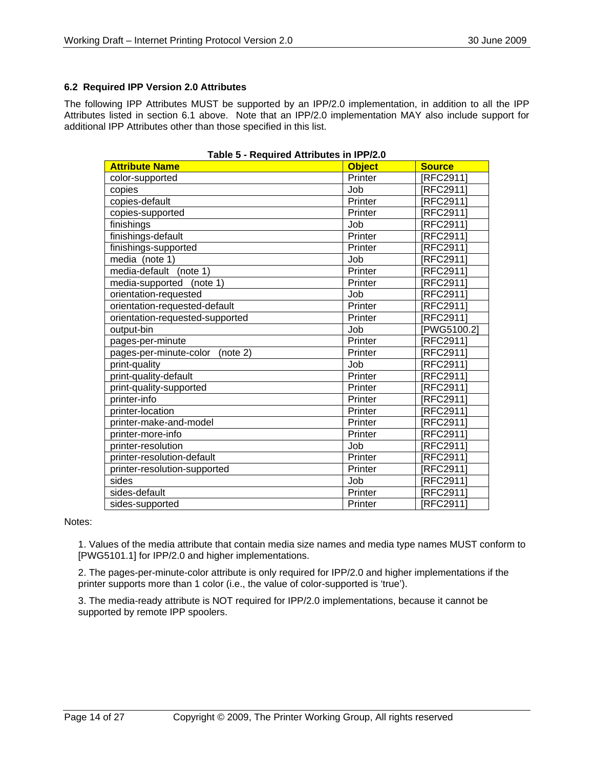### 6.2 Required IPP Version 2.0 Attributes

The following IPP Attributes MUST be supported by an IPP/2.0 implementation, in addition to all the IPP Attributes listed in section 6.1 above. Note that an IPP/2.0 implementation MAY also include support for additional IPP Attributes other than those specified in this list.

**Table 5 - Required Attributes in IPP/2.0**

| Attribute Name | Object | Source |
|---|---|---|
| color-supported | Printer | [RFC2911] |
| copies | Job | [RFC2911] |
| copies-default | Printer | [RFC2911] |
| copies-supported | Printer | [RFC2911] |
| finishings | Job | [RFC2911] |
| finishings-default | Printer | [RFC2911] |
| finishings-supported | Printer | [RFC2911] |
| media (note 1) | Job | [RFC2911] |
| media-default (note 1) | Printer | [RFC2911] |
| media-supported (note 1) | Printer | [RFC2911] |
| orientation-requested | Job | [RFC2911] |
| orientation-requested-default | Printer | [RFC2911] |
| orientation-requested-supported | Printer | [RFC2911] |
| output-bin | Job | [PWG5100.2] |
| pages-per-minute | Printer | [RFC2911] |
| pages-per-minute-color (note 2) | Printer | [RFC2911] |
| print-quality | Job | [RFC2911] |
| print-quality-default | Printer | [RFC2911] |
| print-quality-supported | Printer | [RFC2911] |
| printer-info | Printer | [RFC2911] |
| printer-location | Printer | [RFC2911] |
| printer-make-and-model | Printer | [RFC2911] |
| printer-more-info | Printer | [RFC2911] |
| printer-resolution | Job | [RFC2911] |
| printer-resolution-default | Printer | [RFC2911] |
| printer-resolution-supported | Printer | [RFC2911] |
| sides | Job | [RFC2911] |
| sides-default | Printer | [RFC2911] |
| sides-supported | Printer | [RFC2911] |

Notes:

1. Values of the media attribute that contain media size names and media type names MUST conform to [PWG5101.1] for IPP/2.0 and higher implementations.

2. The pages-per-minute-color attribute is only required for IPP/2.0 and higher implementations if the printer supports more than 1 color (i.e., the value of color-supported is 'true').

3. The media-ready attribute is NOT required for IPP/2.0 implementations, because it cannot be supported by remote IPP spoolers.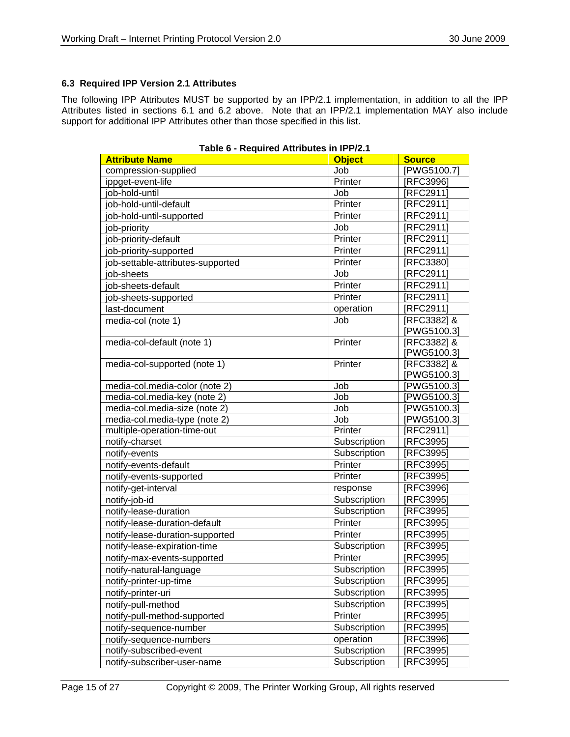### 6.3 Required IPP Version 2.1 Attributes

The following IPP Attributes MUST be supported by an IPP/2.1 implementation, in addition to all the IPP Attributes listed in sections 6.1 and 6.2 above. Note that an IPP/2.1 implementation MAY also include support for additional IPP Attributes other than those specified in this list.

**Table 6 - Required Attributes in IPP/2.1**

| Attribute Name | Object | Source |
|---|---|---|
| compression-supplied | Job | [PWG5100.7] |
| ippget-event-life | Printer | [RFC3996] |
| job-hold-until | Job | [RFC2911] |
| job-hold-until-default | Printer | [RFC2911] |
| job-hold-until-supported | Printer | [RFC2911] |
| job-priority | Job | [RFC2911] |
| job-priority-default | Printer | [RFC2911] |
| job-priority-supported | Printer | [RFC2911] |
| job-settable-attributes-supported | Printer | [RFC3380] |
| job-sheets | Job | [RFC2911] |
| job-sheets-default | Printer | [RFC2911] |
| job-sheets-supported | Printer | [RFC2911] |
| last-document | operation | [RFC2911] |
| media-col (note 1) | Job | [RFC3382] & [PWG5100.3] |
| media-col-default (note 1) | Printer | [RFC3382] & [PWG5100.3] |
| media-col-supported (note 1) | Printer | [RFC3382] & [PWG5100.3] |
| media-col.media-color (note 2) | Job | [PWG5100.3] |
| media-col.media-key (note 2) | Job | [PWG5100.3] |
| media-col.media-size (note 2) | Job | [PWG5100.3] |
| media-col.media-type (note 2) | Job | [PWG5100.3] |
| multiple-operation-time-out | Printer | [RFC2911] |
| notify-charset | Subscription | [RFC3995] |
| notify-events | Subscription | [RFC3995] |
| notify-events-default | Printer | [RFC3995] |
| notify-events-supported | Printer | [RFC3995] |
| notify-get-interval | response | [RFC3996] |
| notify-job-id | Subscription | [RFC3995] |
| notify-lease-duration | Subscription | [RFC3995] |
| notify-lease-duration-default | Printer | [RFC3995] |
| notify-lease-duration-supported | Printer | [RFC3995] |
| notify-lease-expiration-time | Subscription | [RFC3995] |
| notify-max-events-supported | Printer | [RFC3995] |
| notify-natural-language | Subscription | [RFC3995] |
| notify-printer-up-time | Subscription | [RFC3995] |
| notify-printer-uri | Subscription | [RFC3995] |
| notify-pull-method | Subscription | [RFC3995] |
| notify-pull-method-supported | Printer | [RFC3995] |
| notify-sequence-number | Subscription | [RFC3995] |
| notify-sequence-numbers | operation | [RFC3996] |
| notify-subscribed-event | Subscription | [RFC3995] |
| notify-subscriber-user-name | Subscription | [RFC3995] |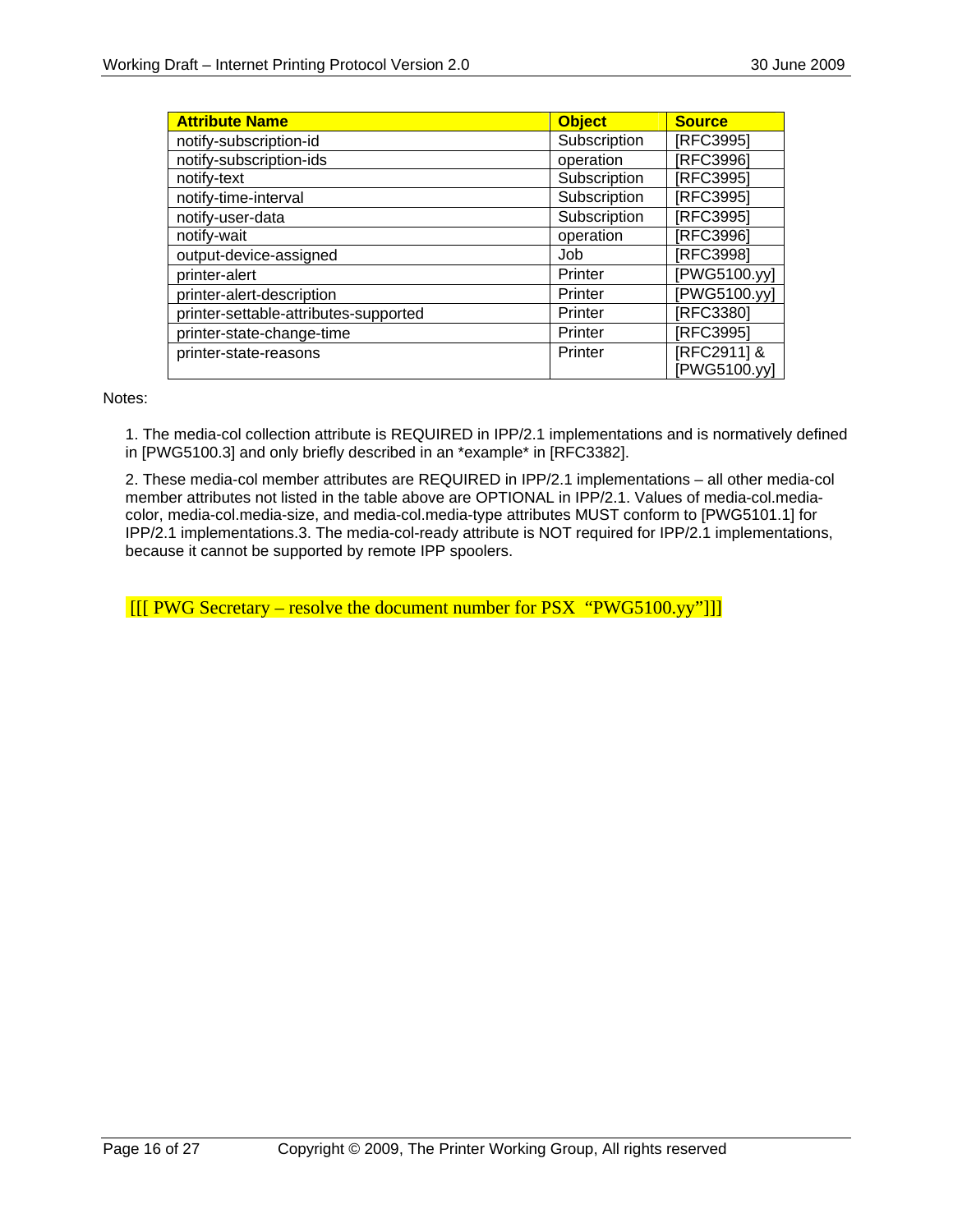| Attribute Name | Object | Source |
|---|---|---|
| notify-subscription-id | Subscription | [RFC3995] |
| notify-subscription-ids | operation | [RFC3996] |
| notify-text | Subscription | [RFC3995] |
| notify-time-interval | Subscription | [RFC3995] |
| notify-user-data | Subscription | [RFC3995] |
| notify-wait | operation | [RFC3996] |
| output-device-assigned | Job | [RFC3998] |
| printer-alert | Printer | [PWG5100.yy] |
| printer-alert-description | Printer | [PWG5100.yy] |
| printer-settable-attributes-supported | Printer | [RFC3380] |
| printer-state-change-time | Printer | [RFC3995] |
| printer-state-reasons | Printer | [RFC2911] & [PWG5100.yy] |

Notes:

1. The media-col collection attribute is REQUIRED in IPP/2.1 implementations and is normatively defined in [PWG5100.3] and only briefly described in an *example* in [RFC3382].

2. These media-col member attributes are REQUIRED in IPP/2.1 implementations – all other media-col member attributes not listed in the table above are OPTIONAL in IPP/2.1. Values of media-col.media-color, media-col.media-size, and media-col.media-type attributes MUST conform to [PWG5101.1] for IPP/2.1 implementations.3. The media-col-ready attribute is NOT required for IPP/2.1 implementations, because it cannot be supported by remote IPP spoolers.

[[[ PWG Secretary – resolve the document number for PSX "PWG5100.yy"]]]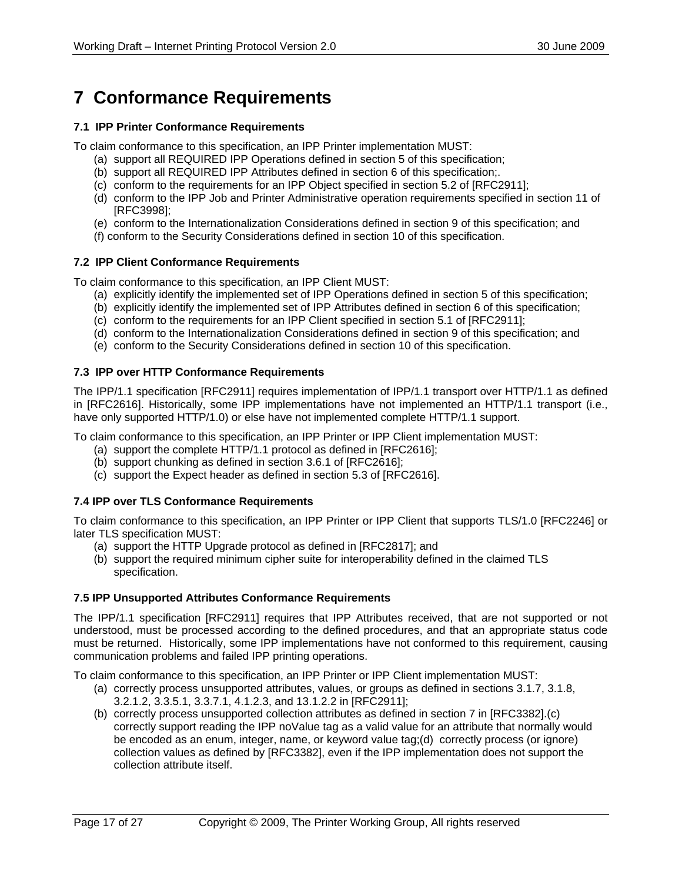# 7 Conformance Requirements

### 7.1 IPP Printer Conformance Requirements

To claim conformance to this specification, an IPP Printer implementation MUST:

(a) support all REQUIRED IPP Operations defined in section 5 of this specification;
(b) support all REQUIRED IPP Attributes defined in section 6 of this specification;.
(c) conform to the requirements for an IPP Object specified in section 5.2 of [RFC2911];
(d) conform to the IPP Job and Printer Administrative operation requirements specified in section 11 of [RFC3998];
(e) conform to the Internationalization Considerations defined in section 9 of this specification; and
(f) conform to the Security Considerations defined in section 10 of this specification.

### 7.2 IPP Client Conformance Requirements

To claim conformance to this specification, an IPP Client MUST:

(a) explicitly identify the implemented set of IPP Operations defined in section 5 of this specification;
(b) explicitly identify the implemented set of IPP Attributes defined in section 6 of this specification;
(c) conform to the requirements for an IPP Client specified in section 5.1 of [RFC2911];
(d) conform to the Internationalization Considerations defined in section 9 of this specification; and
(e) conform to the Security Considerations defined in section 10 of this specification.

### 7.3 IPP over HTTP Conformance Requirements

The IPP/1.1 specification [RFC2911] requires implementation of IPP/1.1 transport over HTTP/1.1 as defined in [RFC2616]. Historically, some IPP implementations have not implemented an HTTP/1.1 transport (i.e., have only supported HTTP/1.0) or else have not implemented complete HTTP/1.1 support.

To claim conformance to this specification, an IPP Printer or IPP Client implementation MUST:

(a) support the complete HTTP/1.1 protocol as defined in [RFC2616];
(b) support chunking as defined in section 3.6.1 of [RFC2616];
(c) support the Expect header as defined in section 5.3 of [RFC2616].

### 7.4 IPP over TLS Conformance Requirements

To claim conformance to this specification, an IPP Printer or IPP Client that supports TLS/1.0 [RFC2246] or later TLS specification MUST:

(a) support the HTTP Upgrade protocol as defined in [RFC2817]; and
(b) support the required minimum cipher suite for interoperability defined in the claimed TLS specification.

### 7.5 IPP Unsupported Attributes Conformance Requirements

The IPP/1.1 specification [RFC2911] requires that IPP Attributes received, that are not supported or not understood, must be processed according to the defined procedures, and that an appropriate status code must be returned. Historically, some IPP implementations have not conformed to this requirement, causing communication problems and failed IPP printing operations.

To claim conformance to this specification, an IPP Printer or IPP Client implementation MUST:

(a) correctly process unsupported attributes, values, or groups as defined in sections 3.1.7, 3.1.8, 3.2.1.2, 3.3.5.1, 3.3.7.1, 4.1.2.3, and 13.1.2.2 in [RFC2911];
(b) correctly process unsupported collection attributes as defined in section 7 in [RFC3382].(c) correctly support reading the IPP noValue tag as a valid value for an attribute that normally would be encoded as an enum, integer, name, or keyword value tag;(d) correctly process (or ignore) collection values as defined by [RFC3382], even if the IPP implementation does not support the collection attribute itself.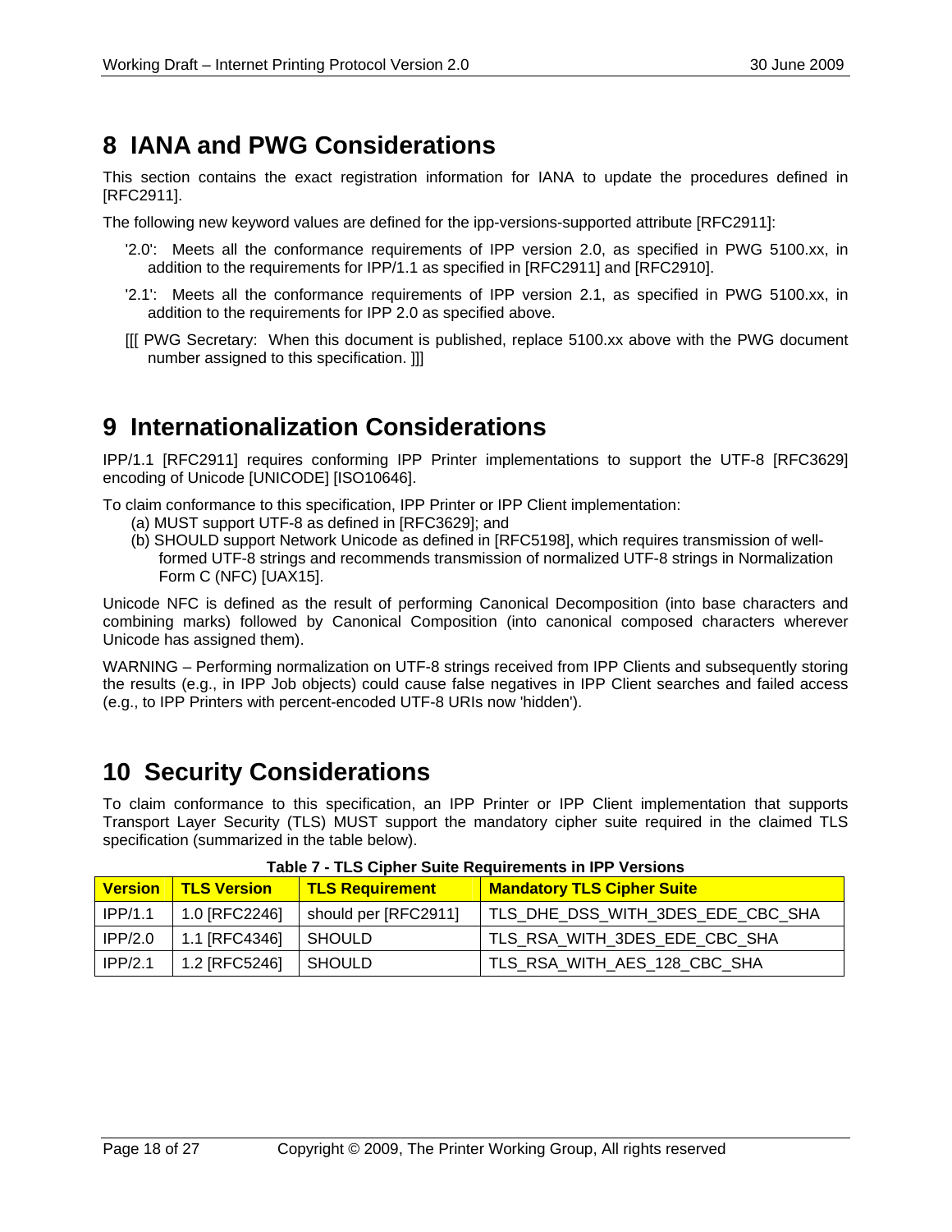# 8 IANA and PWG Considerations

This section contains the exact registration information for IANA to update the procedures defined in [RFC2911].

The following new keyword values are defined for the ipp-versions-supported attribute [RFC2911]:

'2.0': Meets all the conformance requirements of IPP version 2.0, as specified in PWG 5100.xx, in addition to the requirements for IPP/1.1 as specified in [RFC2911] and [RFC2910].

'2.1': Meets all the conformance requirements of IPP version 2.1, as specified in PWG 5100.xx, in addition to the requirements for IPP 2.0 as specified above.

[[[ PWG Secretary: When this document is published, replace 5100.xx above with the PWG document number assigned to this specification. ]]]

# 9 Internationalization Considerations

IPP/1.1 [RFC2911] requires conforming IPP Printer implementations to support the UTF-8 [RFC3629] encoding of Unicode [UNICODE] [ISO10646].

To claim conformance to this specification, IPP Printer or IPP Client implementation:

(a) MUST support UTF-8 as defined in [RFC3629]; and

(b) SHOULD support Network Unicode as defined in [RFC5198], which requires transmission of well-formed UTF-8 strings and recommends transmission of normalized UTF-8 strings in Normalization Form C (NFC) [UAX15].

Unicode NFC is defined as the result of performing Canonical Decomposition (into base characters and combining marks) followed by Canonical Composition (into canonical composed characters wherever Unicode has assigned them).

WARNING – Performing normalization on UTF-8 strings received from IPP Clients and subsequently storing the results (e.g., in IPP Job objects) could cause false negatives in IPP Client searches and failed access (e.g., to IPP Printers with percent-encoded UTF-8 URIs now 'hidden').

# 10 Security Considerations

To claim conformance to this specification, an IPP Printer or IPP Client implementation that supports Transport Layer Security (TLS) MUST support the mandatory cipher suite required in the claimed TLS specification (summarized in the table below).

**Table 7 - TLS Cipher Suite Requirements in IPP Versions**

| Version | TLS Version | TLS Requirement | Mandatory TLS Cipher Suite |
|---|---|---|---|
| IPP/1.1 | 1.0 [RFC2246] | should per [RFC2911] | TLS_DHE_DSS_WITH_3DES_EDE_CBC_SHA |
| IPP/2.0 | 1.1 [RFC4346] | SHOULD | TLS_RSA_WITH_3DES_EDE_CBC_SHA |
| IPP/2.1 | 1.2 [RFC5246] | SHOULD | TLS_RSA_WITH_AES_128_CBC_SHA |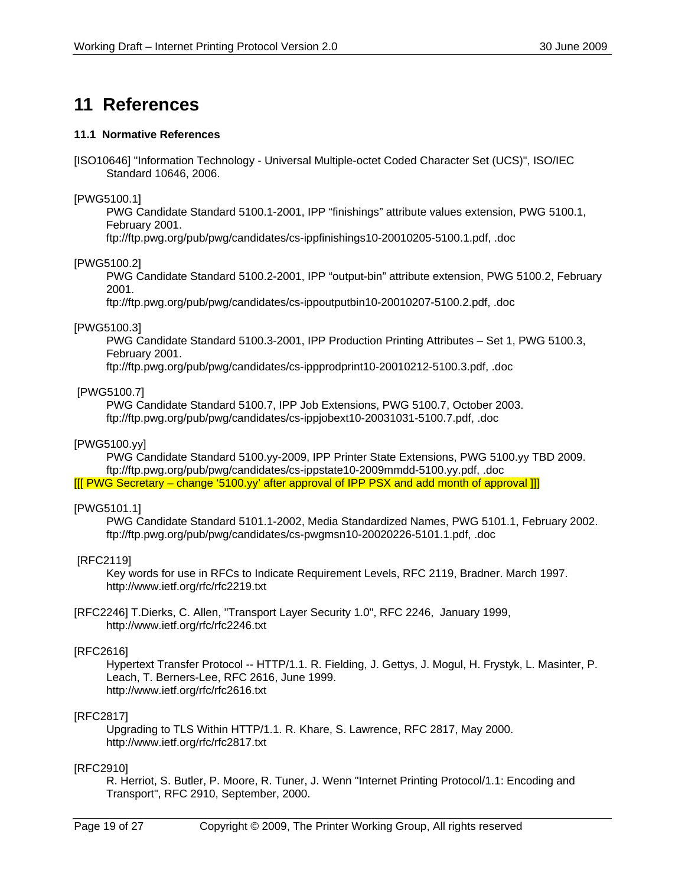# 11 References

### 11.1 Normative References

[ISO10646] "Information Technology - Universal Multiple-octet Coded Character Set (UCS)", ISO/IEC Standard 10646, 2006.

[PWG5100.1]
PWG Candidate Standard 5100.1-2001, IPP "finishings" attribute values extension, PWG 5100.1, February 2001.
ftp://ftp.pwg.org/pub/pwg/candidates/cs-ippfinishings10-20010205-5100.1.pdf, .doc

[PWG5100.2]
PWG Candidate Standard 5100.2-2001, IPP "output-bin" attribute extension, PWG 5100.2, February 2001.
ftp://ftp.pwg.org/pub/pwg/candidates/cs-ippoutputbin10-20010207-5100.2.pdf, .doc

[PWG5100.3]
PWG Candidate Standard 5100.3-2001, IPP Production Printing Attributes – Set 1, PWG 5100.3, February 2001.
ftp://ftp.pwg.org/pub/pwg/candidates/cs-ippprodprint10-20010212-5100.3.pdf, .doc

[PWG5100.7]
PWG Candidate Standard 5100.7, IPP Job Extensions, PWG 5100.7, October 2003.
ftp://ftp.pwg.org/pub/pwg/candidates/cs-ippjobext10-20031031-5100.7.pdf, .doc

[PWG5100.yy]
PWG Candidate Standard 5100.yy-2009, IPP Printer State Extensions, PWG 5100.yy TBD 2009.
ftp://ftp.pwg.org/pub/pwg/candidates/cs-ippstate10-2009mmdd-5100.yy.pdf, .doc
[[[ PWG Secretary – change '5100.yy' after approval of IPP PSX and add month of approval ]]]

[PWG5101.1]
PWG Candidate Standard 5101.1-2002, Media Standardized Names, PWG 5101.1, February 2002.
ftp://ftp.pwg.org/pub/pwg/candidates/cs-pwgmsn10-20020226-5101.1.pdf, .doc

[RFC2119]
Key words for use in RFCs to Indicate Requirement Levels, RFC 2119, Bradner. March 1997.
http://www.ietf.org/rfc/rfc2219.txt

[RFC2246] T.Dierks, C. Allen, "Transport Layer Security 1.0", RFC 2246, January 1999,
http://www.ietf.org/rfc/rfc2246.txt

[RFC2616]
Hypertext Transfer Protocol -- HTTP/1.1. R. Fielding, J. Gettys, J. Mogul, H. Frystyk, L. Masinter, P. Leach, T. Berners-Lee, RFC 2616, June 1999.
http://www.ietf.org/rfc/rfc2616.txt

[RFC2817]
Upgrading to TLS Within HTTP/1.1. R. Khare, S. Lawrence, RFC 2817, May 2000.
http://www.ietf.org/rfc/rfc2817.txt

[RFC2910]
R. Herriot, S. Butler, P. Moore, R. Tuner, J. Wenn "Internet Printing Protocol/1.1: Encoding and Transport", RFC 2910, September, 2000.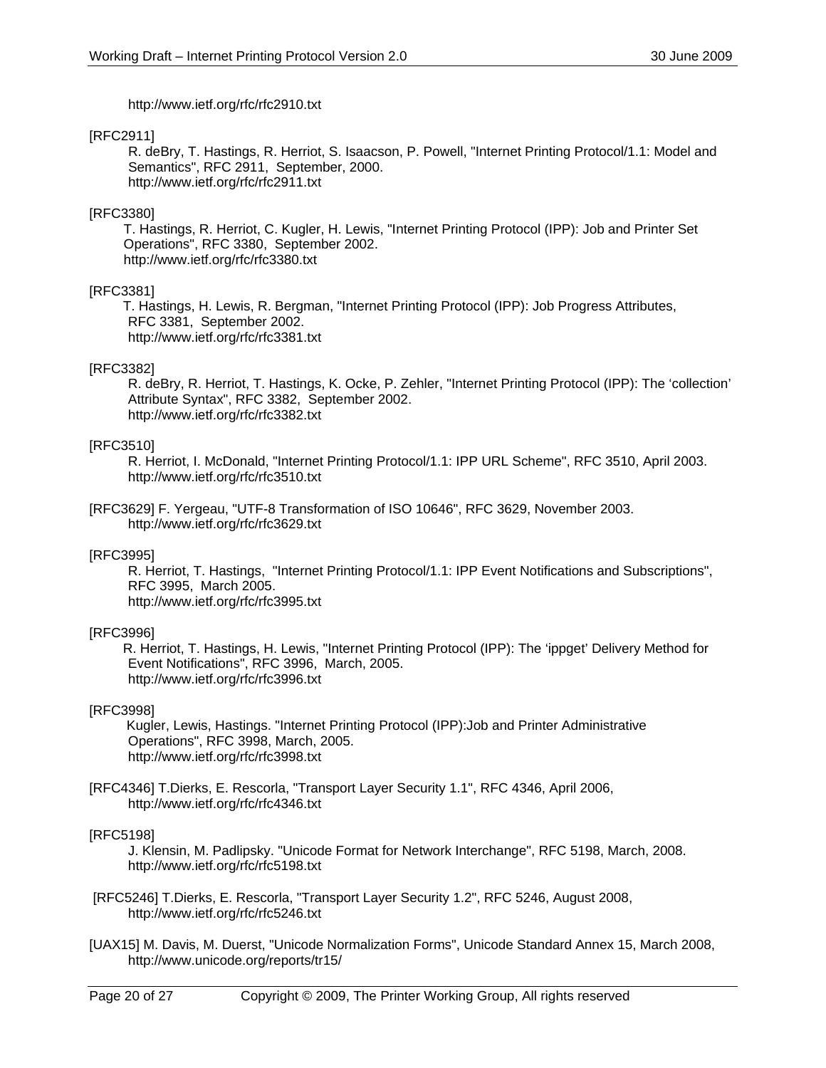http://www.ietf.org/rfc/rfc2910.txt

[RFC2911]

R. deBry, T. Hastings, R. Herriot, S. Isaacson, P. Powell, "Internet Printing Protocol/1.1: Model and Semantics", RFC 2911, September, 2000.
http://www.ietf.org/rfc/rfc2911.txt

[RFC3380]

T. Hastings, R. Herriot, C. Kugler, H. Lewis, "Internet Printing Protocol (IPP): Job and Printer Set Operations", RFC 3380, September 2002.
http://www.ietf.org/rfc/rfc3380.txt

[RFC3381]

T. Hastings, H. Lewis, R. Bergman, "Internet Printing Protocol (IPP): Job Progress Attributes, RFC 3381, September 2002.
http://www.ietf.org/rfc/rfc3381.txt

[RFC3382]

R. deBry, R. Herriot, T. Hastings, K. Ocke, P. Zehler, "Internet Printing Protocol (IPP): The 'collection' Attribute Syntax", RFC 3382, September 2002.
http://www.ietf.org/rfc/rfc3382.txt

[RFC3510]

R. Herriot, I. McDonald, "Internet Printing Protocol/1.1: IPP URL Scheme", RFC 3510, April 2003.
http://www.ietf.org/rfc/rfc3510.txt

[RFC3629] F. Yergeau, "UTF-8 Transformation of ISO 10646", RFC 3629, November 2003.
http://www.ietf.org/rfc/rfc3629.txt

[RFC3995]

R. Herriot, T. Hastings, "Internet Printing Protocol/1.1: IPP Event Notifications and Subscriptions", RFC 3995, March 2005.
http://www.ietf.org/rfc/rfc3995.txt

[RFC3996]

R. Herriot, T. Hastings, H. Lewis, "Internet Printing Protocol (IPP): The 'ippget' Delivery Method for Event Notifications", RFC 3996, March, 2005.
http://www.ietf.org/rfc/rfc3996.txt

[RFC3998]

Kugler, Lewis, Hastings. "Internet Printing Protocol (IPP):Job and Printer Administrative Operations", RFC 3998, March, 2005.
http://www.ietf.org/rfc/rfc3998.txt

[RFC4346] T.Dierks, E. Rescorla, "Transport Layer Security 1.1", RFC 4346, April 2006,
http://www.ietf.org/rfc/rfc4346.txt

[RFC5198]

J. Klensin, M. Padlipsky. "Unicode Format for Network Interchange", RFC 5198, March, 2008.
http://www.ietf.org/rfc/rfc5198.txt

[RFC5246] T.Dierks, E. Rescorla, "Transport Layer Security 1.2", RFC 5246, August 2008,
http://www.ietf.org/rfc/rfc5246.txt

[UAX15] M. Davis, M. Duerst, "Unicode Normalization Forms", Unicode Standard Annex 15, March 2008,
http://www.unicode.org/reports/tr15/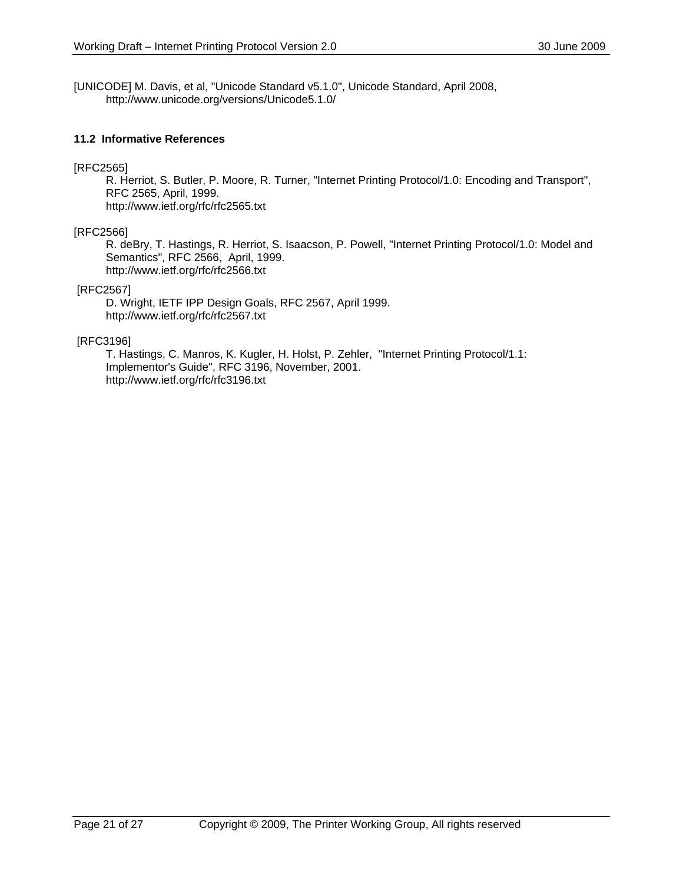[UNICODE] M. Davis, et al, "Unicode Standard v5.1.0", Unicode Standard, April 2008, http://www.unicode.org/versions/Unicode5.1.0/

### 11.2 Informative References

[RFC2565]
R. Herriot, S. Butler, P. Moore, R. Turner, "Internet Printing Protocol/1.0: Encoding and Transport", RFC 2565, April, 1999.
http://www.ietf.org/rfc/rfc2565.txt

[RFC2566]
R. deBry, T. Hastings, R. Herriot, S. Isaacson, P. Powell, "Internet Printing Protocol/1.0: Model and Semantics", RFC 2566, April, 1999.
http://www.ietf.org/rfc/rfc2566.txt

[RFC2567]
D. Wright, IETF IPP Design Goals, RFC 2567, April 1999.
http://www.ietf.org/rfc/rfc2567.txt

[RFC3196]
T. Hastings, C. Manros, K. Kugler, H. Holst, P. Zehler, "Internet Printing Protocol/1.1: Implementor's Guide", RFC 3196, November, 2001.
http://www.ietf.org/rfc/rfc3196.txt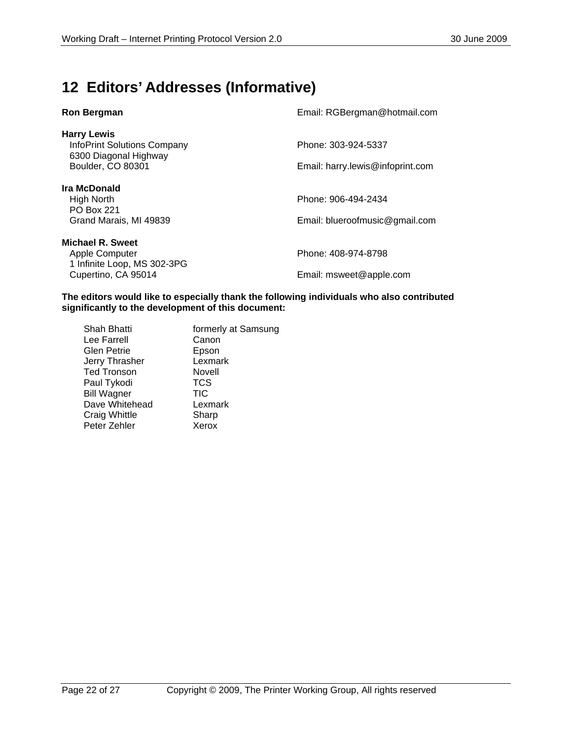# 12 Editors' Addresses (Informative)

**Ron Bergman**
Email: RGBergman@hotmail.com

**Harry Lewis**
InfoPrint Solutions Company
6300 Diagonal Highway
Boulder, CO 80301
Phone: 303-924-5337
Email: harry.lewis@infoprint.com

**Ira McDonald**
High North
PO Box 221
Grand Marais, MI 49839
Phone: 906-494-2434
Email: blueroofmusic@gmail.com

**Michael R. Sweet**
Apple Computer
1 Infinite Loop, MS 302-3PG
Cupertino, CA 95014
Phone: 408-974-8798
Email: msweet@apple.com

**The editors would like to especially thank the following individuals who also contributed significantly to the development of this document:**

| Name | Affiliation |
|---|---|
| Shah Bhatti | formerly at Samsung |
| Lee Farrell | Canon |
| Glen Petrie | Epson |
| Jerry Thrasher | Lexmark |
| Ted Tronson | Novell |
| Paul Tykodi | TCS |
| Bill Wagner | TIC |
| Dave Whitehead | Lexmark |
| Craig Whittle | Sharp |
| Peter Zehler | Xerox |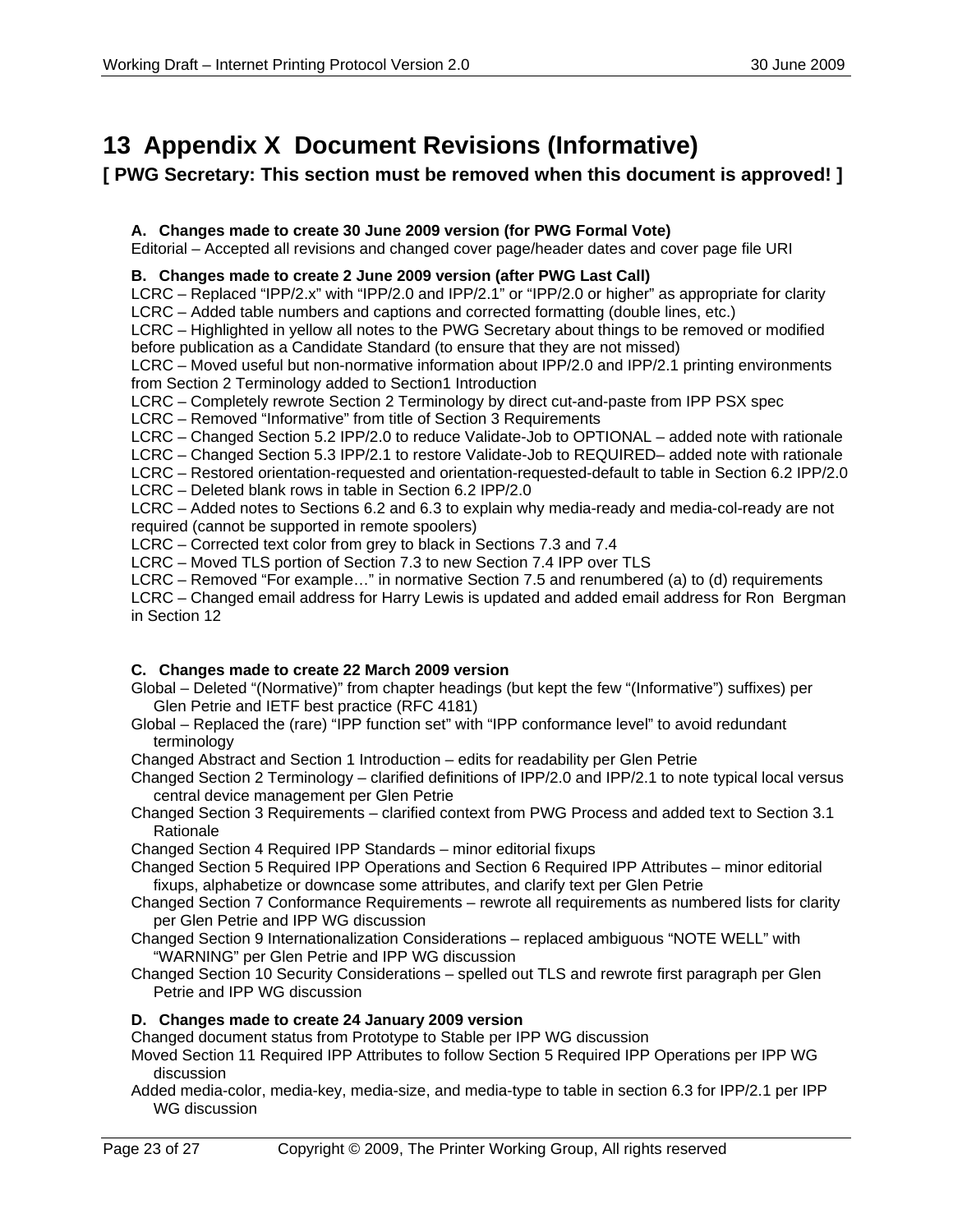# 13 Appendix X Document Revisions (Informative)

**[ PWG Secretary: This section must be removed when this document is approved! ]**

### A. Changes made to create 30 June 2009 version (for PWG Formal Vote)

Editorial – Accepted all revisions and changed cover page/header dates and cover page file URI

### B. Changes made to create 2 June 2009 version (after PWG Last Call)

LCRC – Replaced “IPP/2.x” with “IPP/2.0 and IPP/2.1” or “IPP/2.0 or higher” as appropriate for clarity
LCRC – Added table numbers and captions and corrected formatting (double lines, etc.)
LCRC – Highlighted in yellow all notes to the PWG Secretary about things to be removed or modified before publication as a Candidate Standard (to ensure that they are not missed)
LCRC – Moved useful but non-normative information about IPP/2.0 and IPP/2.1 printing environments from Section 2 Terminology added to Section1 Introduction
LCRC – Completely rewrote Section 2 Terminology by direct cut-and-paste from IPP PSX spec
LCRC – Removed “Informative” from title of Section 3 Requirements
LCRC – Changed Section 5.2 IPP/2.0 to reduce Validate-Job to OPTIONAL – added note with rationale
LCRC – Changed Section 5.3 IPP/2.1 to restore Validate-Job to REQUIRED– added note with rationale
LCRC – Restored orientation-requested and orientation-requested-default to table in Section 6.2 IPP/2.0
LCRC – Deleted blank rows in table in Section 6.2 IPP/2.0
LCRC – Added notes to Sections 6.2 and 6.3 to explain why media-ready and media-col-ready are not required (cannot be supported in remote spoolers)
LCRC – Corrected text color from grey to black in Sections 7.3 and 7.4
LCRC – Moved TLS portion of Section 7.3 to new Section 7.4 IPP over TLS
LCRC – Removed “For example…” in normative Section 7.5 and renumbered (a) to (d) requirements
LCRC – Changed email address for Harry Lewis is updated and added email address for Ron Bergman in Section 12

### C. Changes made to create 22 March 2009 version

Global – Deleted “(Normative)” from chapter headings (but kept the few “(Informative”) suffixes) per Glen Petrie and IETF best practice (RFC 4181)
Global – Replaced the (rare) “IPP function set” with “IPP conformance level” to avoid redundant terminology
Changed Abstract and Section 1 Introduction – edits for readability per Glen Petrie
Changed Section 2 Terminology – clarified definitions of IPP/2.0 and IPP/2.1 to note typical local versus central device management per Glen Petrie
Changed Section 3 Requirements – clarified context from PWG Process and added text to Section 3.1 Rationale
Changed Section 4 Required IPP Standards – minor editorial fixups
Changed Section 5 Required IPP Operations and Section 6 Required IPP Attributes – minor editorial fixups, alphabetize or downcase some attributes, and clarify text per Glen Petrie
Changed Section 7 Conformance Requirements – rewrote all requirements as numbered lists for clarity per Glen Petrie and IPP WG discussion
Changed Section 9 Internationalization Considerations – replaced ambiguous “NOTE WELL” with “WARNING” per Glen Petrie and IPP WG discussion
Changed Section 10 Security Considerations – spelled out TLS and rewrote first paragraph per Glen Petrie and IPP WG discussion

### D. Changes made to create 24 January 2009 version

Changed document status from Prototype to Stable per IPP WG discussion
Moved Section 11 Required IPP Attributes to follow Section 5 Required IPP Operations per IPP WG discussion
Added media-color, media-key, media-size, and media-type to table in section 6.3 for IPP/2.1 per IPP WG discussion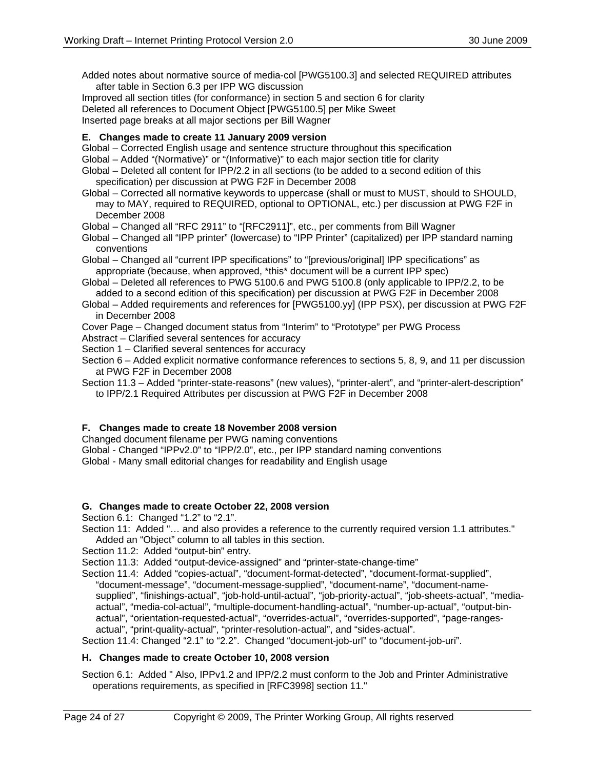Added notes about normative source of media-col [PWG5100.3] and selected REQUIRED attributes after table in Section 6.3 per IPP WG discussion

Improved all section titles (for conformance) in section 5 and section 6 for clarity

Deleted all references to Document Object [PWG5100.5] per Mike Sweet

Inserted page breaks at all major sections per Bill Wagner

### E. Changes made to create 11 January 2009 version

Global – Corrected English usage and sentence structure throughout this specification

Global – Added "(Normative)" or "(Informative)" to each major section title for clarity

Global – Deleted all content for IPP/2.2 in all sections (to be added to a second edition of this specification) per discussion at PWG F2F in December 2008

Global – Corrected all normative keywords to uppercase (shall or must to MUST, should to SHOULD, may to MAY, required to REQUIRED, optional to OPTIONAL, etc.) per discussion at PWG F2F in December 2008

Global – Changed all "RFC 2911" to "[RFC2911]", etc., per comments from Bill Wagner

Global – Changed all "IPP printer" (lowercase) to "IPP Printer" (capitalized) per IPP standard naming conventions

Global – Changed all "current IPP specifications" to "[previous/original] IPP specifications" as appropriate (because, when approved, *this* document will be a current IPP spec)

Global – Deleted all references to PWG 5100.6 and PWG 5100.8 (only applicable to IPP/2.2, to be added to a second edition of this specification) per discussion at PWG F2F in December 2008

Global – Added requirements and references for [PWG5100.yy] (IPP PSX), per discussion at PWG F2F in December 2008

Cover Page – Changed document status from "Interim" to "Prototype" per PWG Process

Abstract – Clarified several sentences for accuracy

Section 1 – Clarified several sentences for accuracy

Section 6 – Added explicit normative conformance references to sections 5, 8, 9, and 11 per discussion at PWG F2F in December 2008

Section 11.3 – Added "printer-state-reasons" (new values), "printer-alert", and "printer-alert-description" to IPP/2.1 Required Attributes per discussion at PWG F2F in December 2008

### F. Changes made to create 18 November 2008 version

Changed document filename per PWG naming conventions

Global - Changed "IPPv2.0" to "IPP/2.0", etc., per IPP standard naming conventions

Global - Many small editorial changes for readability and English usage

### G. Changes made to create October 22, 2008 version

Section 6.1: Changed "1.2" to "2.1".

Section 11: Added "… and also provides a reference to the currently required version 1.1 attributes." Added an "Object" column to all tables in this section.

Section 11.2: Added "output-bin" entry.

Section 11.3: Added "output-device-assigned" and "printer-state-change-time"

Section 11.4: Added "copies-actual", "document-format-detected", "document-format-supplied", "document-message", "document-message-supplied", "document-name", "document-name-supplied", "finishings-actual", "job-hold-until-actual", "job-priority-actual", "job-sheets-actual", "media-actual", "media-col-actual", "multiple-document-handling-actual", "number-up-actual", "output-bin-actual", "orientation-requested-actual", "overrides-actual", "overrides-supported", "page-ranges-actual", "print-quality-actual", "printer-resolution-actual", and "sides-actual".

Section 11.4: Changed "2.1" to "2.2". Changed "document-job-url" to "document-job-uri".

### H. Changes made to create October 10, 2008 version

Section 6.1: Added " Also, IPPv1.2 and IPP/2.2 must conform to the Job and Printer Administrative operations requirements, as specified in [RFC3998] section 11."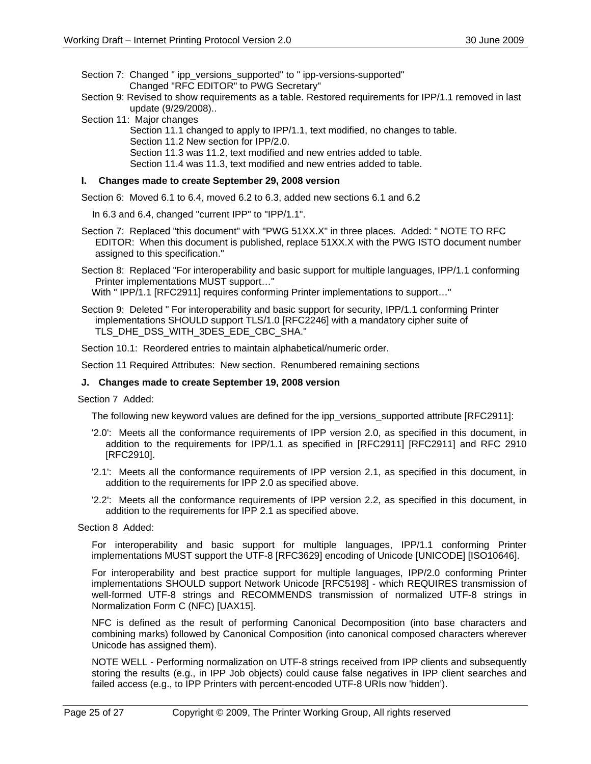Section 7: Changed " ipp_versions_supported" to " ipp-versions-supported"
Changed "RFC EDITOR" to PWG Secretary"

Section 9: Revised to show requirements as a table. Restored requirements for IPP/1.1 removed in last update (9/29/2008)..

Section 11: Major changes
Section 11.1 changed to apply to IPP/1.1, text modified, no changes to table.
Section 11.2 New section for IPP/2.0.
Section 11.3 was 11.2, text modified and new entries added to table.
Section 11.4 was 11.3, text modified and new entries added to table.

### I. Changes made to create September 29, 2008 version

Section 6: Moved 6.1 to 6.4, moved 6.2 to 6.3, added new sections 6.1 and 6.2

In 6.3 and 6.4, changed "current IPP" to "IPP/1.1".

Section 7: Replaced "this document" with "PWG 51XX.X" in three places. Added: " NOTE TO RFC EDITOR: When this document is published, replace 51XX.X with the PWG ISTO document number assigned to this specification."

Section 8: Replaced "For interoperability and basic support for multiple languages, IPP/1.1 conforming Printer implementations MUST support…"
With " IPP/1.1 [RFC2911] requires conforming Printer implementations to support…"

Section 9: Deleted " For interoperability and basic support for security, IPP/1.1 conforming Printer implementations SHOULD support TLS/1.0 [RFC2246] with a mandatory cipher suite of TLS_DHE_DSS_WITH_3DES_EDE_CBC_SHA."

Section 10.1: Reordered entries to maintain alphabetical/numeric order.

Section 11 Required Attributes: New section. Renumbered remaining sections

### J. Changes made to create September 19, 2008 version

Section 7 Added:

The following new keyword values are defined for the ipp_versions_supported attribute [RFC2911]:

'2.0': Meets all the conformance requirements of IPP version 2.0, as specified in this document, in addition to the requirements for IPP/1.1 as specified in [RFC2911] [RFC2911] and RFC 2910 [RFC2910].

'2.1': Meets all the conformance requirements of IPP version 2.1, as specified in this document, in addition to the requirements for IPP 2.0 as specified above.

'2.2': Meets all the conformance requirements of IPP version 2.2, as specified in this document, in addition to the requirements for IPP 2.1 as specified above.

Section 8 Added:

For interoperability and basic support for multiple languages, IPP/1.1 conforming Printer implementations MUST support the UTF-8 [RFC3629] encoding of Unicode [UNICODE] [ISO10646].

For interoperability and best practice support for multiple languages, IPP/2.0 conforming Printer implementations SHOULD support Network Unicode [RFC5198] - which REQUIRES transmission of well-formed UTF-8 strings and RECOMMENDS transmission of normalized UTF-8 strings in Normalization Form C (NFC) [UAX15].

NFC is defined as the result of performing Canonical Decomposition (into base characters and combining marks) followed by Canonical Composition (into canonical composed characters wherever Unicode has assigned them).

NOTE WELL - Performing normalization on UTF-8 strings received from IPP clients and subsequently storing the results (e.g., in IPP Job objects) could cause false negatives in IPP client searches and failed access (e.g., to IPP Printers with percent-encoded UTF-8 URIs now 'hidden').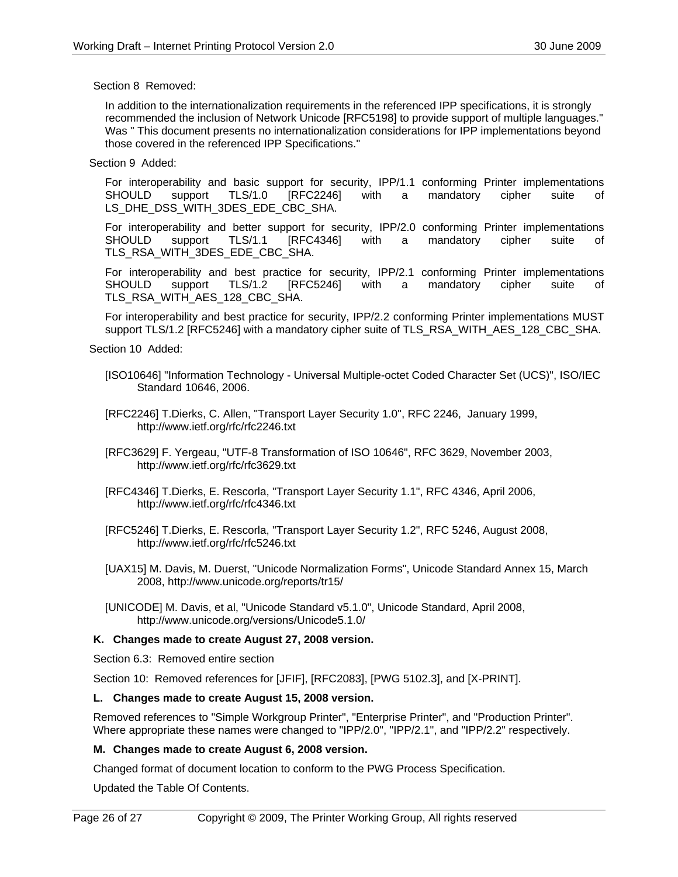Section 8 Removed:

In addition to the internationalization requirements in the referenced IPP specifications, it is strongly recommended the inclusion of Network Unicode [RFC5198] to provide support of multiple languages." Was " This document presents no internationalization considerations for IPP implementations beyond those covered in the referenced IPP Specifications."

Section 9 Added:

For interoperability and basic support for security, IPP/1.1 conforming Printer implementations SHOULD support TLS/1.0 [RFC2246] with a mandatory cipher suite of LS_DHE_DSS_WITH_3DES_EDE_CBC_SHA.

For interoperability and better support for security, IPP/2.0 conforming Printer implementations SHOULD support TLS/1.1 [RFC4346] with a mandatory cipher suite of TLS_RSA_WITH_3DES_EDE_CBC_SHA.

For interoperability and best practice for security, IPP/2.1 conforming Printer implementations SHOULD support TLS/1.2 [RFC5246] with a mandatory cipher suite of TLS_RSA_WITH_AES_128_CBC_SHA.

For interoperability and best practice for security, IPP/2.2 conforming Printer implementations MUST support TLS/1.2 [RFC5246] with a mandatory cipher suite of TLS_RSA_WITH_AES_128_CBC_SHA.

Section 10 Added:

[ISO10646] "Information Technology - Universal Multiple-octet Coded Character Set (UCS)", ISO/IEC Standard 10646, 2006.

[RFC2246] T.Dierks, C. Allen, "Transport Layer Security 1.0", RFC 2246, January 1999, http://www.ietf.org/rfc/rfc2246.txt

[RFC3629] F. Yergeau, "UTF-8 Transformation of ISO 10646", RFC 3629, November 2003, http://www.ietf.org/rfc/rfc3629.txt

[RFC4346] T.Dierks, E. Rescorla, "Transport Layer Security 1.1", RFC 4346, April 2006, http://www.ietf.org/rfc/rfc4346.txt

[RFC5246] T.Dierks, E. Rescorla, "Transport Layer Security 1.2", RFC 5246, August 2008, http://www.ietf.org/rfc/rfc5246.txt

[UAX15] M. Davis, M. Duerst, "Unicode Normalization Forms", Unicode Standard Annex 15, March 2008, http://www.unicode.org/reports/tr15/

[UNICODE] M. Davis, et al, "Unicode Standard v5.1.0", Unicode Standard, April 2008, http://www.unicode.org/versions/Unicode5.1.0/

### K. Changes made to create August 27, 2008 version.

Section 6.3: Removed entire section

Section 10: Removed references for [JFIF], [RFC2083], [PWG 5102.3], and [X-PRINT].

### L. Changes made to create August 15, 2008 version.

Removed references to "Simple Workgroup Printer", "Enterprise Printer", and "Production Printer". Where appropriate these names were changed to "IPP/2.0", "IPP/2.1", and "IPP/2.2" respectively.

### M. Changes made to create August 6, 2008 version.

Changed format of document location to conform to the PWG Process Specification.

Updated the Table Of Contents.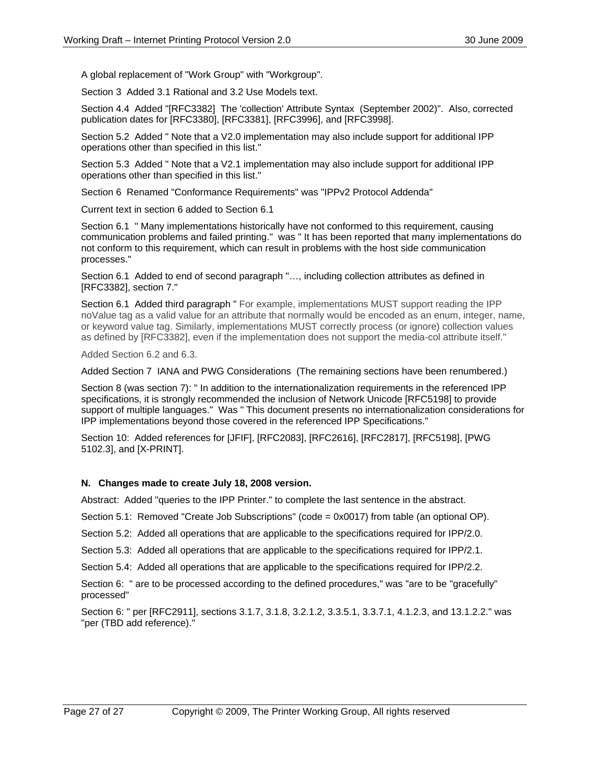A global replacement of "Work Group" with "Workgroup".

Section 3 Added 3.1 Rational and 3.2 Use Models text.

Section 4.4 Added "[RFC3382] The 'collection' Attribute Syntax (September 2002)". Also, corrected publication dates for [RFC3380], [RFC3381], [RFC3996], and [RFC3998].

Section 5.2 Added " Note that a V2.0 implementation may also include support for additional IPP operations other than specified in this list."

Section 5.3 Added " Note that a V2.1 implementation may also include support for additional IPP operations other than specified in this list."

Section 6 Renamed "Conformance Requirements" was "IPPv2 Protocol Addenda"

Current text in section 6 added to Section 6.1

Section 6.1 " Many implementations historically have not conformed to this requirement, causing communication problems and failed printing." was " It has been reported that many implementations do not conform to this requirement, which can result in problems with the host side communication processes."

Section 6.1 Added to end of second paragraph "…, including collection attributes as defined in [RFC3382], section 7."

Section 6.1 Added third paragraph " For example, implementations MUST support reading the IPP noValue tag as a valid value for an attribute that normally would be encoded as an enum, integer, name, or keyword value tag. Similarly, implementations MUST correctly process (or ignore) collection values as defined by [RFC3382], even if the implementation does not support the media-col attribute itself."

Added Section 6.2 and 6.3.

Added Section 7 IANA and PWG Considerations (The remaining sections have been renumbered.)

Section 8 (was section 7): " In addition to the internationalization requirements in the referenced IPP specifications, it is strongly recommended the inclusion of Network Unicode [RFC5198] to provide support of multiple languages." Was " This document presents no internationalization considerations for IPP implementations beyond those covered in the referenced IPP Specifications."

Section 10: Added references for [JFIF], [RFC2083], [RFC2616], [RFC2817], [RFC5198], [PWG 5102.3], and [X-PRINT].

### N. Changes made to create July 18, 2008 version.

Abstract: Added "queries to the IPP Printer." to complete the last sentence in the abstract.

Section 5.1: Removed "Create Job Subscriptions" (code = 0x0017) from table (an optional OP).

Section 5.2: Added all operations that are applicable to the specifications required for IPP/2.0.

Section 5.3: Added all operations that are applicable to the specifications required for IPP/2.1.

Section 5.4: Added all operations that are applicable to the specifications required for IPP/2.2.

Section 6: " are to be processed according to the defined procedures," was "are to be "gracefully" processed"

Section 6: " per [RFC2911], sections 3.1.7, 3.1.8, 3.2.1.2, 3.3.5.1, 3.3.7.1, 4.1.2.3, and 13.1.2.2." was "per (TBD add reference)."